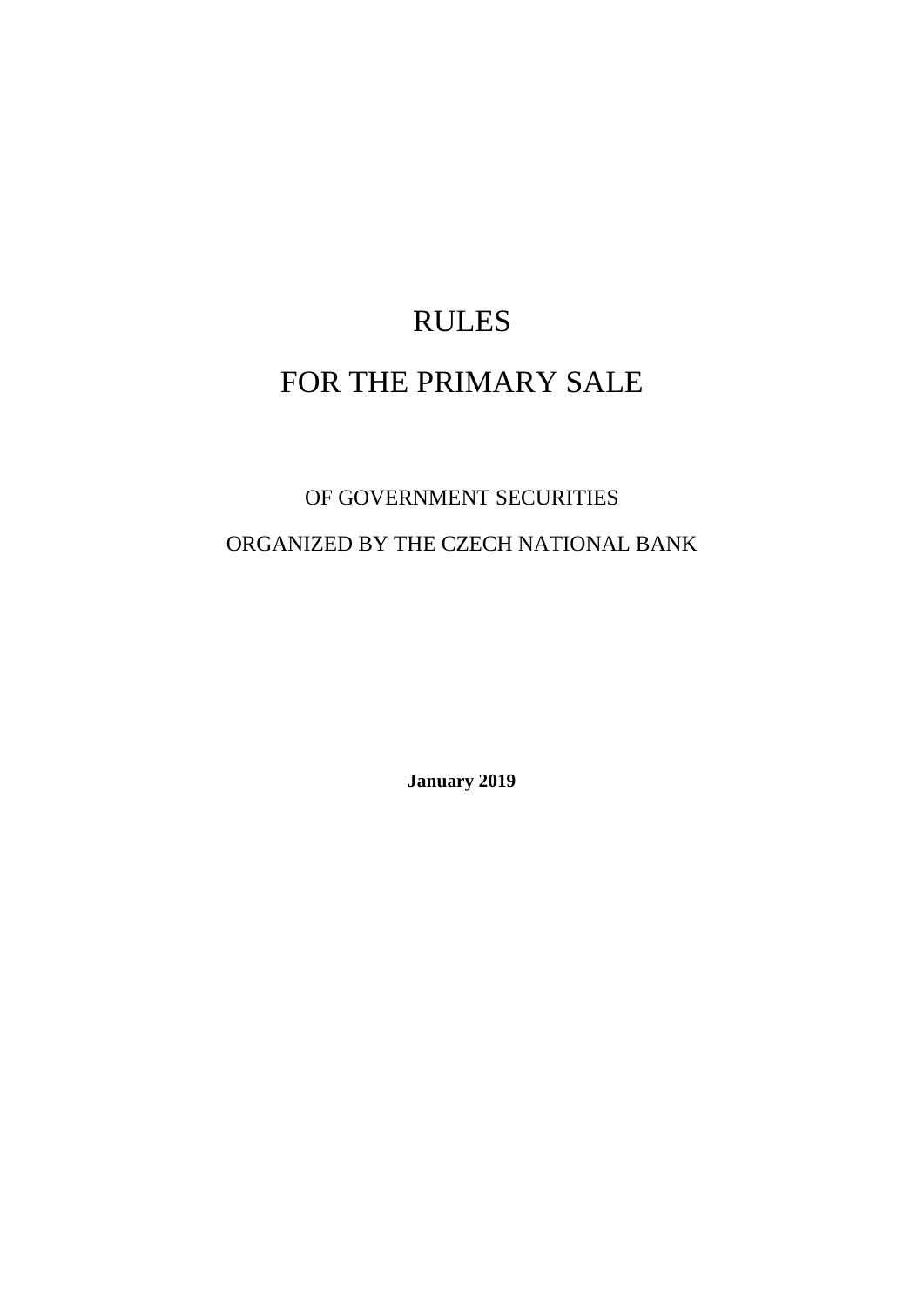# RULES

# FOR THE PRIMARY SALE

## OF GOVERNMENT SECURITIES

## ORGANIZED BY THE CZECH NATIONAL BANK

**January 2019**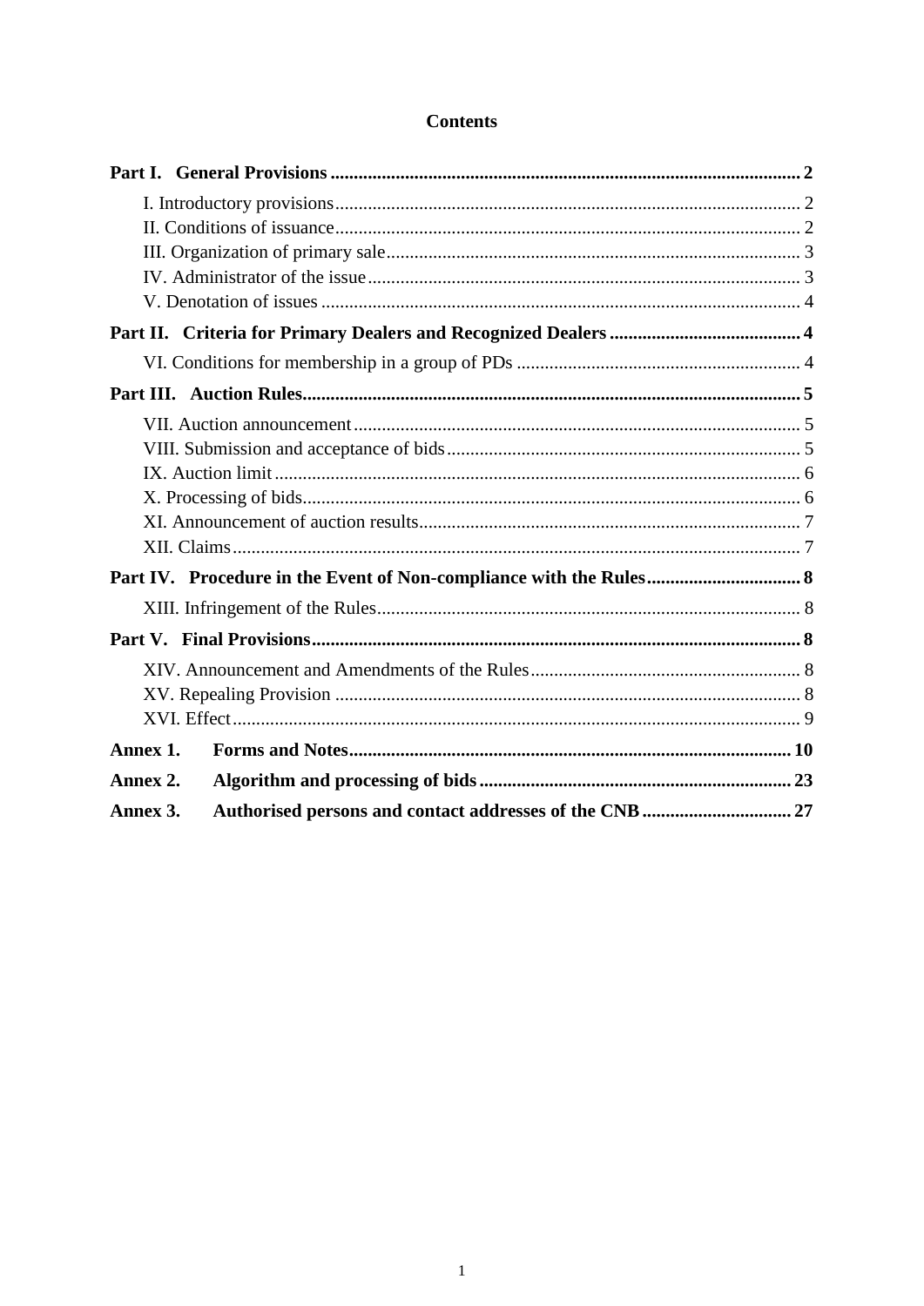# Contents

**Part I. General Provisions** 2

- I. Introductory provisions 2
- II. Conditions of issuance 2
- III. Organization of primary sale 3
- IV. Administrator of the issue 3
- V. Denotation of issues 4

**Part II. Criteria for Primary Dealers and Recognized Dealers** 4

- VI. Conditions for membership in a group of PDs 4

**Part III. Auction Rules** 5

- VII. Auction announcement 5
- VIII. Submission and acceptance of bids 5
- IX. Auction limit 6
- X. Processing of bids 6
- XI. Announcement of auction results 7
- XII. Claims 7

**Part IV. Procedure in the Event of Non-compliance with the Rules** 8

- XIII. Infringement of the Rules 8

**Part V. Final Provisions** 8

- XIV. Announcement and Amendments of the Rules 8
- XV. Repealing Provision 8
- XVI. Effect 9

**Annex 1. Forms and Notes** 10

**Annex 2. Algorithm and processing of bids** 23

**Annex 3. Authorised persons and contact addresses of the CNB** 27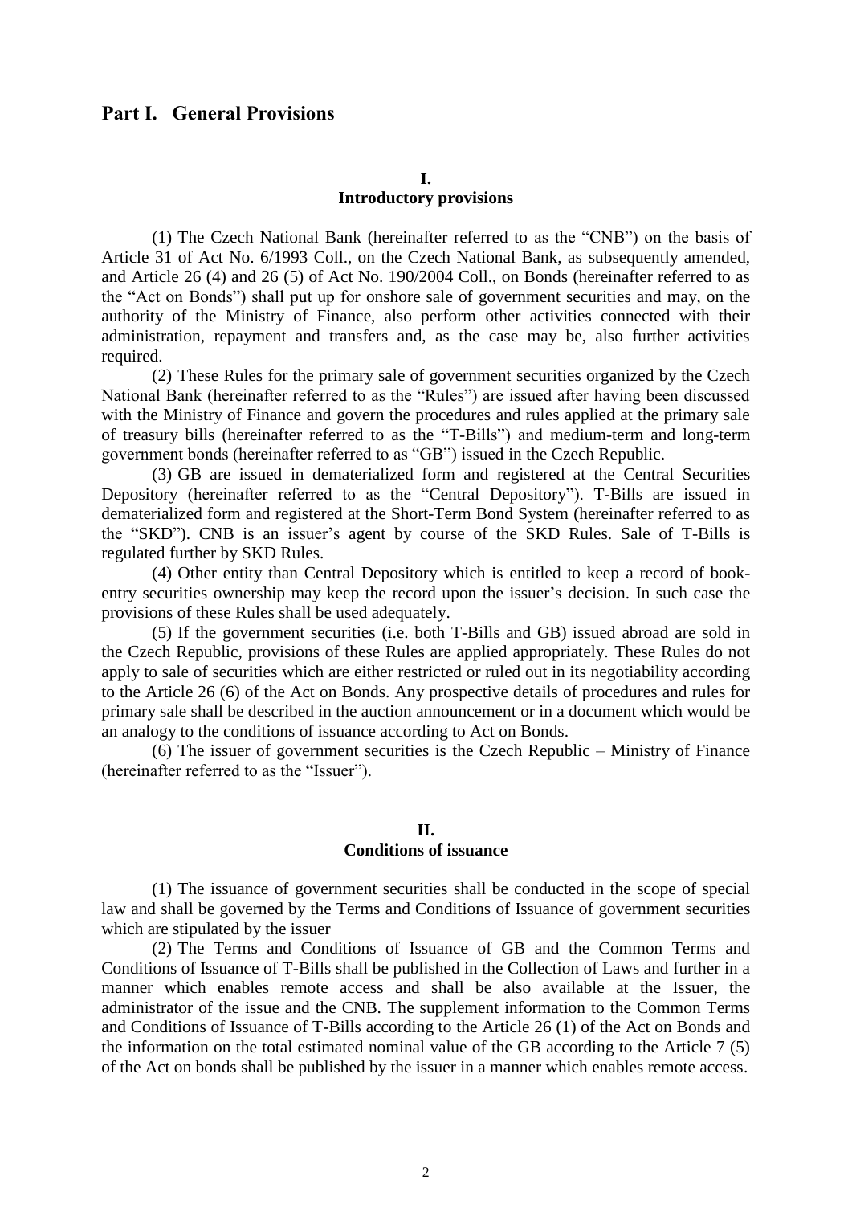# Part I. General Provisions

## I.
## Introductory provisions

(1) The Czech National Bank (hereinafter referred to as the "CNB") on the basis of Article 31 of Act No. 6/1993 Coll., on the Czech National Bank, as subsequently amended, and Article 26 (4) and 26 (5) of Act No. 190/2004 Coll., on Bonds (hereinafter referred to as the "Act on Bonds") shall put up for onshore sale of government securities and may, on the authority of the Ministry of Finance, also perform other activities connected with their administration, repayment and transfers and, as the case may be, also further activities required.

(2) These Rules for the primary sale of government securities organized by the Czech National Bank (hereinafter referred to as the "Rules") are issued after having been discussed with the Ministry of Finance and govern the procedures and rules applied at the primary sale of treasury bills (hereinafter referred to as the "T-Bills") and medium-term and long-term government bonds (hereinafter referred to as "GB") issued in the Czech Republic.

(3) GB are issued in dematerialized form and registered at the Central Securities Depository (hereinafter referred to as the "Central Depository"). T-Bills are issued in dematerialized form and registered at the Short-Term Bond System (hereinafter referred to as the "SKD"). CNB is an issuer's agent by course of the SKD Rules. Sale of T-Bills is regulated further by SKD Rules.

(4) Other entity than Central Depository which is entitled to keep a record of book-entry securities ownership may keep the record upon the issuer's decision. In such case the provisions of these Rules shall be used adequately.

(5) If the government securities (i.e. both T-Bills and GB) issued abroad are sold in the Czech Republic, provisions of these Rules are applied appropriately. These Rules do not apply to sale of securities which are either restricted or ruled out in its negotiability according to the Article 26 (6) of the Act on Bonds. Any prospective details of procedures and rules for primary sale shall be described in the auction announcement or in a document which would be an analogy to the conditions of issuance according to Act on Bonds.

(6) The issuer of government securities is the Czech Republic – Ministry of Finance (hereinafter referred to as the "Issuer").

## II.
## Conditions of issuance

(1) The issuance of government securities shall be conducted in the scope of special law and shall be governed by the Terms and Conditions of Issuance of government securities which are stipulated by the issuer

(2) The Terms and Conditions of Issuance of GB and the Common Terms and Conditions of Issuance of T-Bills shall be published in the Collection of Laws and further in a manner which enables remote access and shall be also available at the Issuer, the administrator of the issue and the CNB. The supplement information to the Common Terms and Conditions of Issuance of T-Bills according to the Article 26 (1) of the Act on Bonds and the information on the total estimated nominal value of the GB according to the Article 7 (5) of the Act on bonds shall be published by the issuer in a manner which enables remote access.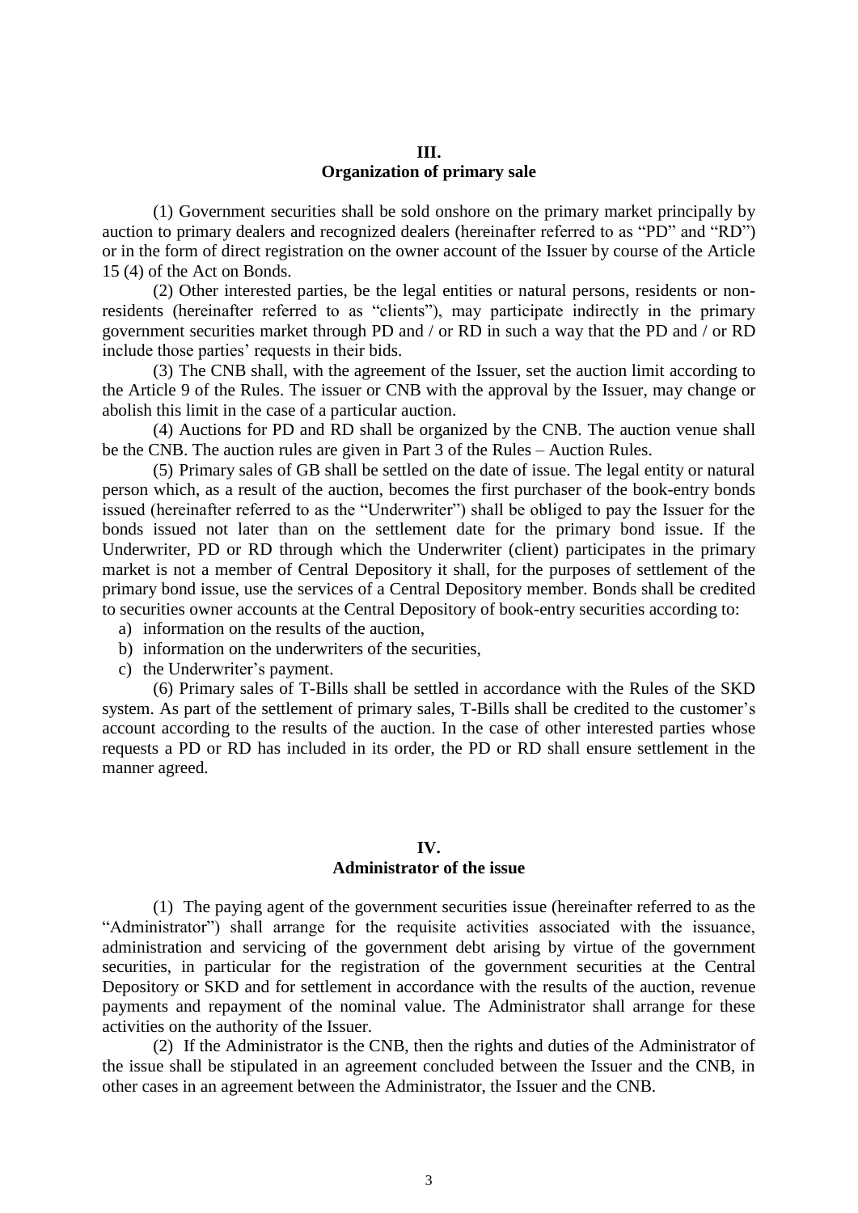## III.
## Organization of primary sale

(1) Government securities shall be sold onshore on the primary market principally by auction to primary dealers and recognized dealers (hereinafter referred to as "PD" and "RD") or in the form of direct registration on the owner account of the Issuer by course of the Article 15 (4) of the Act on Bonds.

(2) Other interested parties, be the legal entities or natural persons, residents or non-residents (hereinafter referred to as "clients"), may participate indirectly in the primary government securities market through PD and / or RD in such a way that the PD and / or RD include those parties' requests in their bids.

(3) The CNB shall, with the agreement of the Issuer, set the auction limit according to the Article 9 of the Rules. The issuer or CNB with the approval by the Issuer, may change or abolish this limit in the case of a particular auction.

(4) Auctions for PD and RD shall be organized by the CNB. The auction venue shall be the CNB. The auction rules are given in Part 3 of the Rules – Auction Rules.

(5) Primary sales of GB shall be settled on the date of issue. The legal entity or natural person which, as a result of the auction, becomes the first purchaser of the book-entry bonds issued (hereinafter referred to as the "Underwriter") shall be obliged to pay the Issuer for the bonds issued not later than on the settlement date for the primary bond issue. If the Underwriter, PD or RD through which the Underwriter (client) participates in the primary market is not a member of Central Depository it shall, for the purposes of settlement of the primary bond issue, use the services of a Central Depository member. Bonds shall be credited to securities owner accounts at the Central Depository of book-entry securities according to:

a) information on the results of the auction,
b) information on the underwriters of the securities,
c) the Underwriter's payment.

(6) Primary sales of T-Bills shall be settled in accordance with the Rules of the SKD system. As part of the settlement of primary sales, T-Bills shall be credited to the customer's account according to the results of the auction. In the case of other interested parties whose requests a PD or RD has included in its order, the PD or RD shall ensure settlement in the manner agreed.

## IV.
## Administrator of the issue

(1) The paying agent of the government securities issue (hereinafter referred to as the "Administrator") shall arrange for the requisite activities associated with the issuance, administration and servicing of the government debt arising by virtue of the government securities, in particular for the registration of the government securities at the Central Depository or SKD and for settlement in accordance with the results of the auction, revenue payments and repayment of the nominal value. The Administrator shall arrange for these activities on the authority of the Issuer.

(2) If the Administrator is the CNB, then the rights and duties of the Administrator of the issue shall be stipulated in an agreement concluded between the Issuer and the CNB, in other cases in an agreement between the Administrator, the Issuer and the CNB.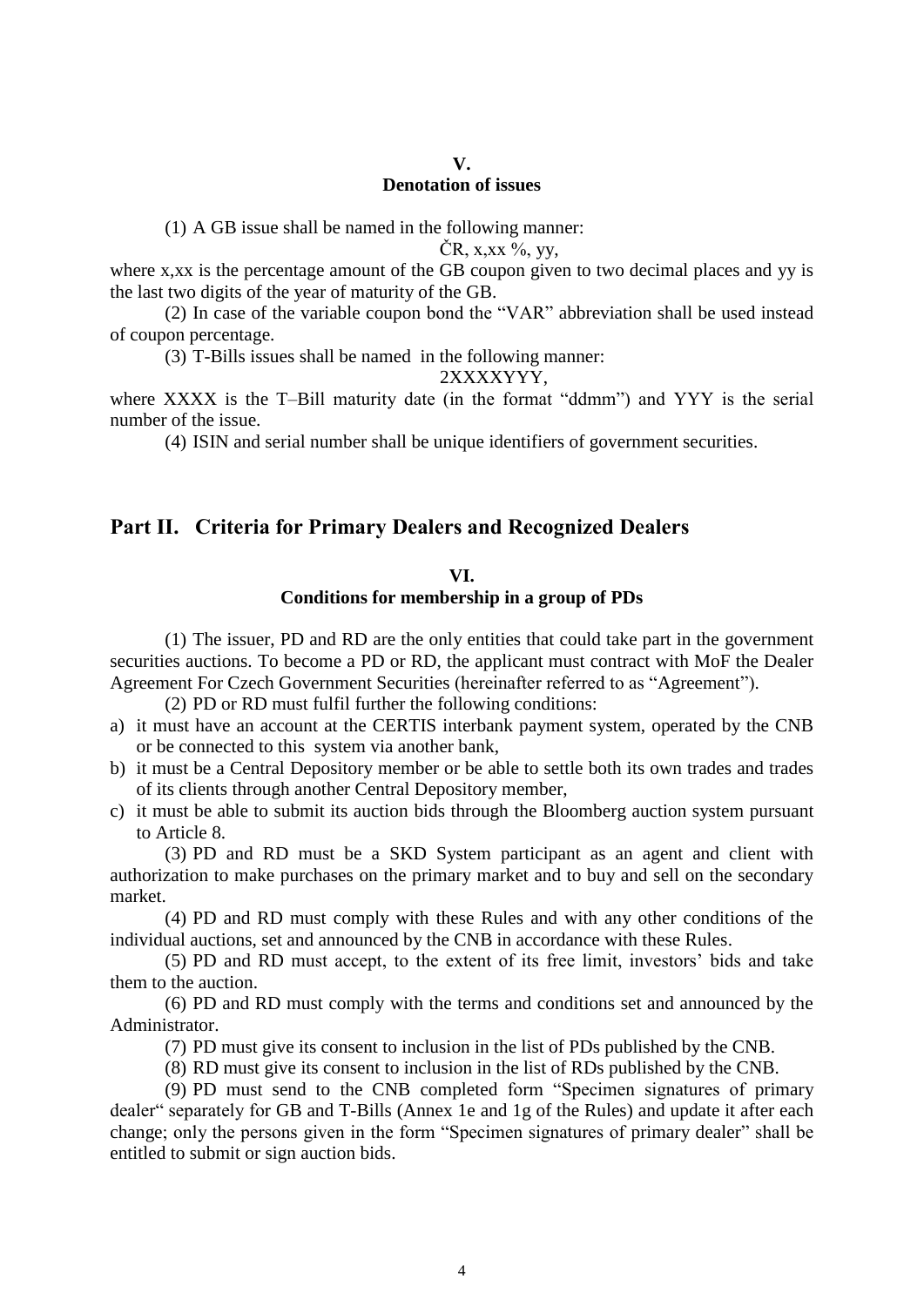### V.
### Denotation of issues

(1) A GB issue shall be named in the following manner:

ČR, x,xx %, yy,

where x,xx is the percentage amount of the GB coupon given to two decimal places and yy is the last two digits of the year of maturity of the GB.

(2) In case of the variable coupon bond the "VAR" abbreviation shall be used instead of coupon percentage.

(3) T-Bills issues shall be named in the following manner:

2XXXXYYY,

where XXXX is the T–Bill maturity date (in the format "ddmm") and YYY is the serial number of the issue.

(4) ISIN and serial number shall be unique identifiers of government securities.

## Part II. Criteria for Primary Dealers and Recognized Dealers

### VI.
### Conditions for membership in a group of PDs

(1) The issuer, PD and RD are the only entities that could take part in the government securities auctions. To become a PD or RD, the applicant must contract with MoF the Dealer Agreement For Czech Government Securities (hereinafter referred to as "Agreement").

(2) PD or RD must fulfil further the following conditions:

a) it must have an account at the CERTIS interbank payment system, operated by the CNB or be connected to this system via another bank,
b) it must be a Central Depository member or be able to settle both its own trades and trades of its clients through another Central Depository member,
c) it must be able to submit its auction bids through the Bloomberg auction system pursuant to Article 8.

(3) PD and RD must be a SKD System participant as an agent and client with authorization to make purchases on the primary market and to buy and sell on the secondary market.

(4) PD and RD must comply with these Rules and with any other conditions of the individual auctions, set and announced by the CNB in accordance with these Rules.

(5) PD and RD must accept, to the extent of its free limit, investors' bids and take them to the auction.

(6) PD and RD must comply with the terms and conditions set and announced by the Administrator.

(7) PD must give its consent to inclusion in the list of PDs published by the CNB.

(8) RD must give its consent to inclusion in the list of RDs published by the CNB.

(9) PD must send to the CNB completed form "Specimen signatures of primary dealer" separately for GB and T-Bills (Annex 1e and 1g of the Rules) and update it after each change; only the persons given in the form "Specimen signatures of primary dealer" shall be entitled to submit or sign auction bids.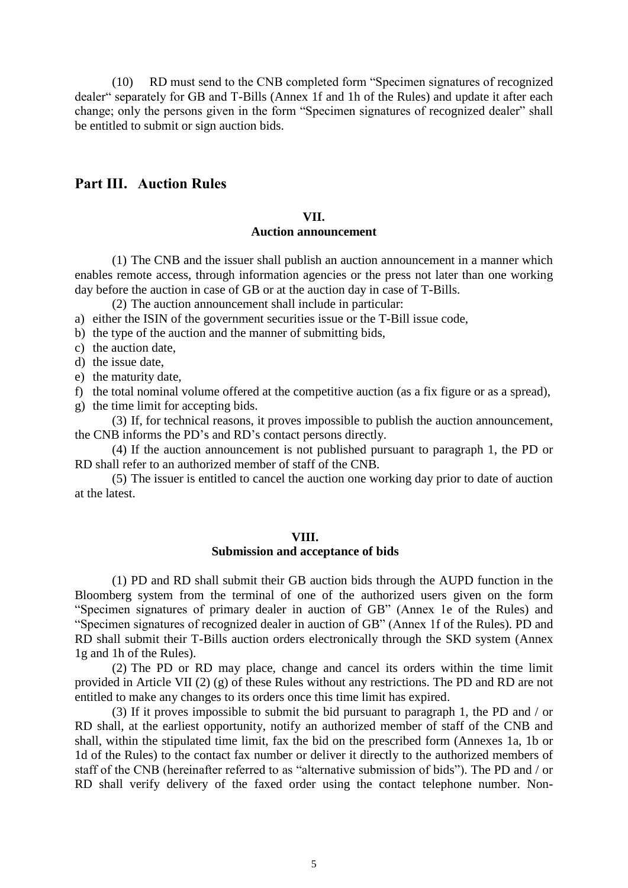(10) RD must send to the CNB completed form "Specimen signatures of recognized dealer" separately for GB and T-Bills (Annex 1f and 1h of the Rules) and update it after each change; only the persons given in the form "Specimen signatures of recognized dealer" shall be entitled to submit or sign auction bids.

## Part III. Auction Rules

### VII.
### Auction announcement

(1) The CNB and the issuer shall publish an auction announcement in a manner which enables remote access, through information agencies or the press not later than one working day before the auction in case of GB or at the auction day in case of T-Bills.

(2) The auction announcement shall include in particular:

a) either the ISIN of the government securities issue or the T-Bill issue code,
b) the type of the auction and the manner of submitting bids,
c) the auction date,
d) the issue date,
e) the maturity date,
f) the total nominal volume offered at the competitive auction (as a fix figure or as a spread),
g) the time limit for accepting bids.

(3) If, for technical reasons, it proves impossible to publish the auction announcement, the CNB informs the PD's and RD's contact persons directly.

(4) If the auction announcement is not published pursuant to paragraph 1, the PD or RD shall refer to an authorized member of staff of the CNB.

(5) The issuer is entitled to cancel the auction one working day prior to date of auction at the latest.

### VIII.
### Submission and acceptance of bids

(1) PD and RD shall submit their GB auction bids through the AUPD function in the Bloomberg system from the terminal of one of the authorized users given on the form "Specimen signatures of primary dealer in auction of GB" (Annex 1e of the Rules) and "Specimen signatures of recognized dealer in auction of GB" (Annex 1f of the Rules). PD and RD shall submit their T-Bills auction orders electronically through the SKD system (Annex 1g and 1h of the Rules).

(2) The PD or RD may place, change and cancel its orders within the time limit provided in Article VII (2) (g) of these Rules without any restrictions. The PD and RD are not entitled to make any changes to its orders once this time limit has expired.

(3) If it proves impossible to submit the bid pursuant to paragraph 1, the PD and / or RD shall, at the earliest opportunity, notify an authorized member of staff of the CNB and shall, within the stipulated time limit, fax the bid on the prescribed form (Annexes 1a, 1b or 1d of the Rules) to the contact fax number or deliver it directly to the authorized members of staff of the CNB (hereinafter referred to as "alternative submission of bids"). The PD and / or RD shall verify delivery of the faxed order using the contact telephone number. Non-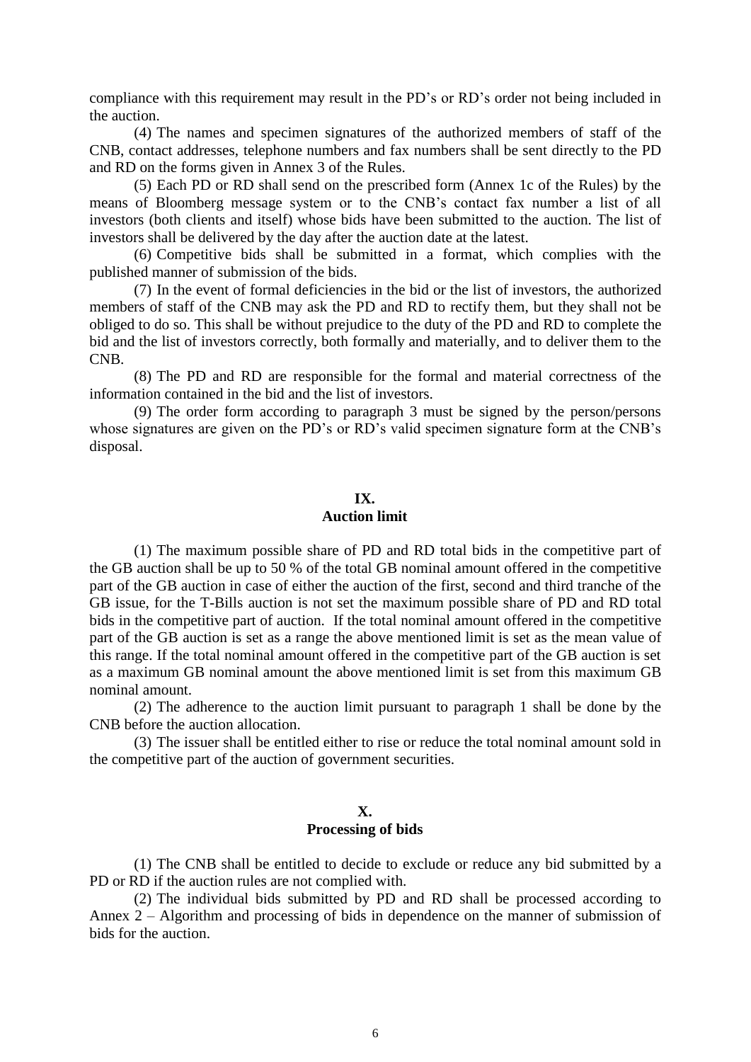compliance with this requirement may result in the PD's or RD's order not being included in the auction.

(4) The names and specimen signatures of the authorized members of staff of the CNB, contact addresses, telephone numbers and fax numbers shall be sent directly to the PD and RD on the forms given in Annex 3 of the Rules.

(5) Each PD or RD shall send on the prescribed form (Annex 1c of the Rules) by the means of Bloomberg message system or to the CNB's contact fax number a list of all investors (both clients and itself) whose bids have been submitted to the auction. The list of investors shall be delivered by the day after the auction date at the latest.

(6) Competitive bids shall be submitted in a format, which complies with the published manner of submission of the bids.

(7) In the event of formal deficiencies in the bid or the list of investors, the authorized members of staff of the CNB may ask the PD and RD to rectify them, but they shall not be obliged to do so. This shall be without prejudice to the duty of the PD and RD to complete the bid and the list of investors correctly, both formally and materially, and to deliver them to the CNB.

(8) The PD and RD are responsible for the formal and material correctness of the information contained in the bid and the list of investors.

(9) The order form according to paragraph 3 must be signed by the person/persons whose signatures are given on the PD's or RD's valid specimen signature form at the CNB's disposal.

## IX.
## Auction limit

(1) The maximum possible share of PD and RD total bids in the competitive part of the GB auction shall be up to 50 % of the total GB nominal amount offered in the competitive part of the GB auction in case of either the auction of the first, second and third tranche of the GB issue, for the T-Bills auction is not set the maximum possible share of PD and RD total bids in the competitive part of auction. If the total nominal amount offered in the competitive part of the GB auction is set as a range the above mentioned limit is set as the mean value of this range. If the total nominal amount offered in the competitive part of the GB auction is set as a maximum GB nominal amount the above mentioned limit is set from this maximum GB nominal amount.

(2) The adherence to the auction limit pursuant to paragraph 1 shall be done by the CNB before the auction allocation.

(3) The issuer shall be entitled either to rise or reduce the total nominal amount sold in the competitive part of the auction of government securities.

## X.
## Processing of bids

(1) The CNB shall be entitled to decide to exclude or reduce any bid submitted by a PD or RD if the auction rules are not complied with.

(2) The individual bids submitted by PD and RD shall be processed according to Annex 2 – Algorithm and processing of bids in dependence on the manner of submission of bids for the auction.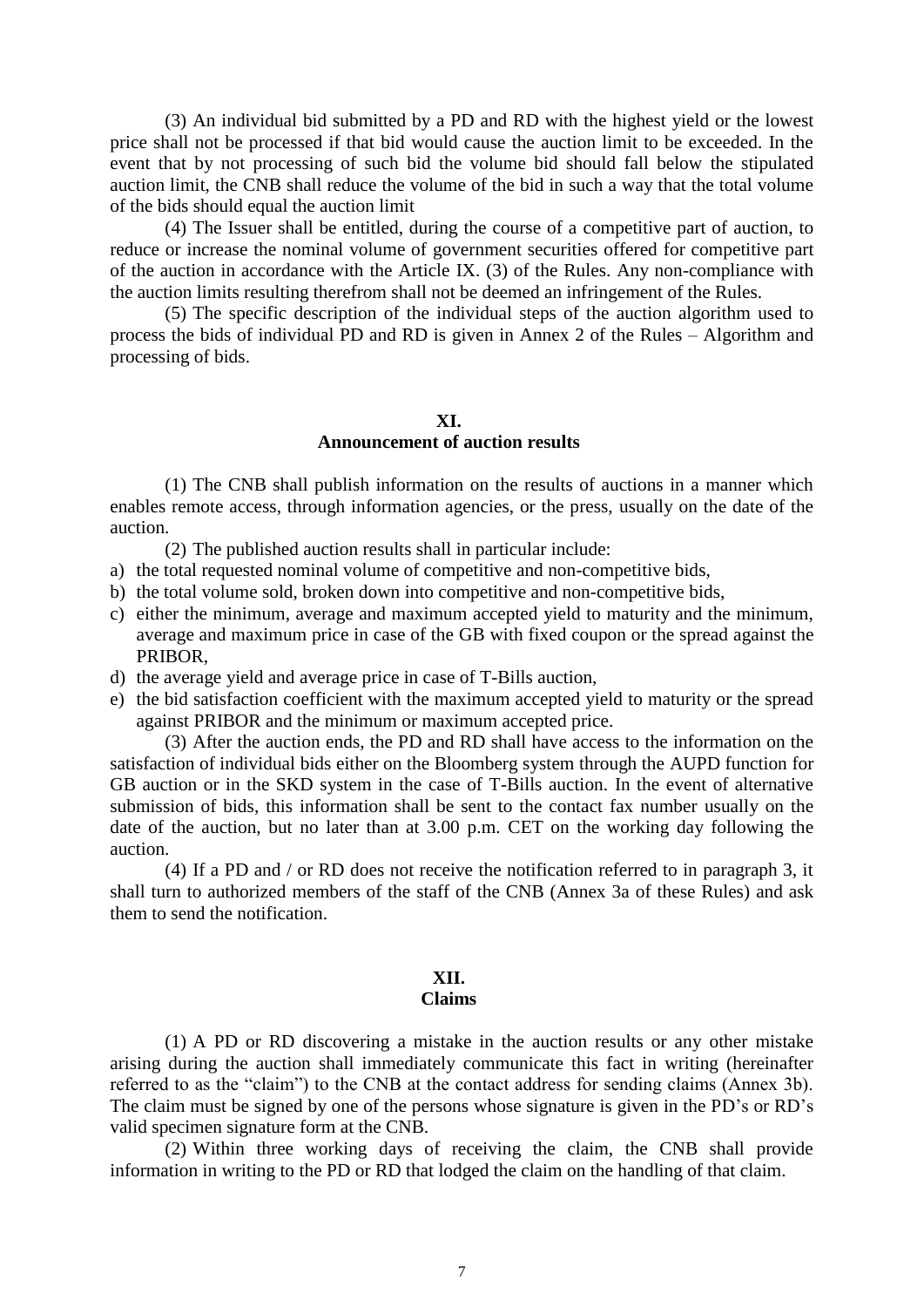(3) An individual bid submitted by a PD and RD with the highest yield or the lowest price shall not be processed if that bid would cause the auction limit to be exceeded. In the event that by not processing of such bid the volume bid should fall below the stipulated auction limit, the CNB shall reduce the volume of the bid in such a way that the total volume of the bids should equal the auction limit

(4) The Issuer shall be entitled, during the course of a competitive part of auction, to reduce or increase the nominal volume of government securities offered for competitive part of the auction in accordance with the Article IX. (3) of the Rules. Any non-compliance with the auction limits resulting therefrom shall not be deemed an infringement of the Rules.

(5) The specific description of the individual steps of the auction algorithm used to process the bids of individual PD and RD is given in Annex 2 of the Rules – Algorithm and processing of bids.

## XI.
## Announcement of auction results

(1) The CNB shall publish information on the results of auctions in a manner which enables remote access, through information agencies, or the press, usually on the date of the auction.

(2) The published auction results shall in particular include:

a) the total requested nominal volume of competitive and non-competitive bids,
b) the total volume sold, broken down into competitive and non-competitive bids,
c) either the minimum, average and maximum accepted yield to maturity and the minimum, average and maximum price in case of the GB with fixed coupon or the spread against the PRIBOR,
d) the average yield and average price in case of T-Bills auction,
e) the bid satisfaction coefficient with the maximum accepted yield to maturity or the spread against PRIBOR and the minimum or maximum accepted price.

(3) After the auction ends, the PD and RD shall have access to the information on the satisfaction of individual bids either on the Bloomberg system through the AUPD function for GB auction or in the SKD system in the case of T-Bills auction. In the event of alternative submission of bids, this information shall be sent to the contact fax number usually on the date of the auction, but no later than at 3.00 p.m. CET on the working day following the auction.

(4) If a PD and / or RD does not receive the notification referred to in paragraph 3, it shall turn to authorized members of the staff of the CNB (Annex 3a of these Rules) and ask them to send the notification.

## XII.
## Claims

(1) A PD or RD discovering a mistake in the auction results or any other mistake arising during the auction shall immediately communicate this fact in writing (hereinafter referred to as the "claim") to the CNB at the contact address for sending claims (Annex 3b). The claim must be signed by one of the persons whose signature is given in the PD's or RD's valid specimen signature form at the CNB.

(2) Within three working days of receiving the claim, the CNB shall provide information in writing to the PD or RD that lodged the claim on the handling of that claim.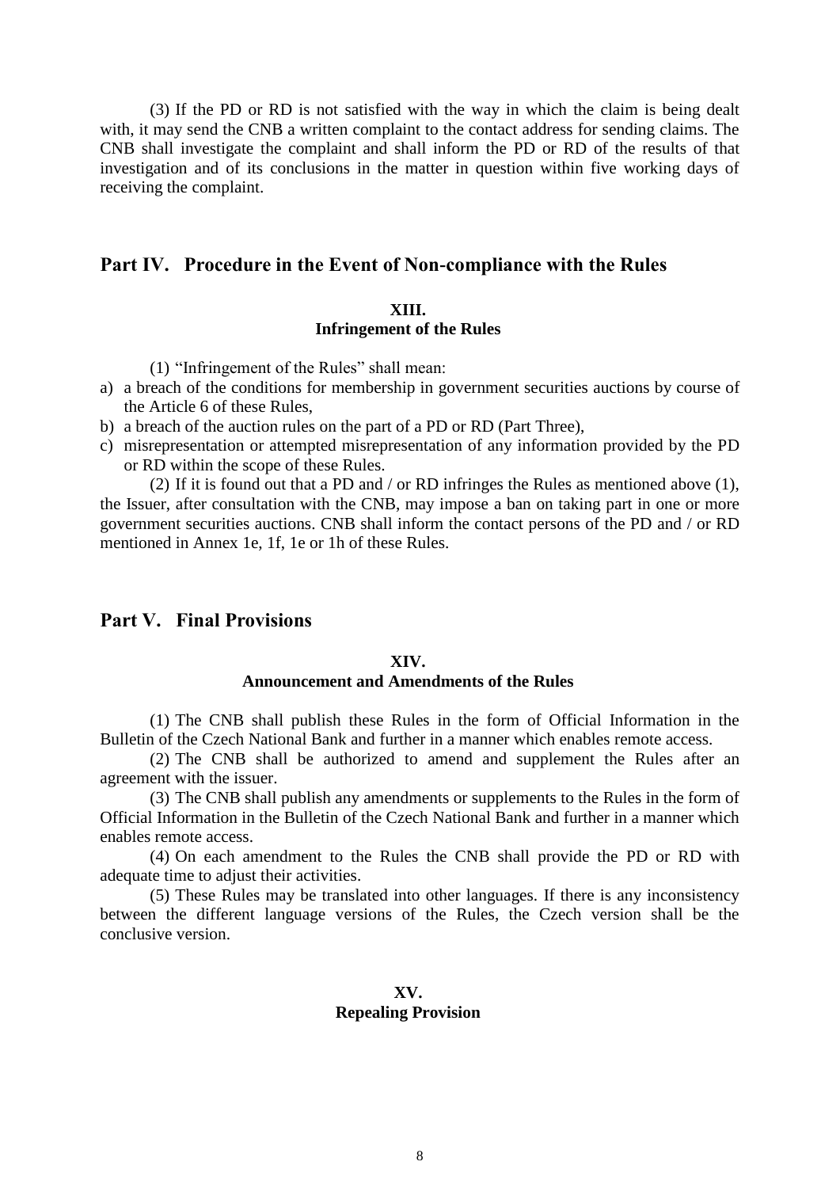(3) If the PD or RD is not satisfied with the way in which the claim is being dealt with, it may send the CNB a written complaint to the contact address for sending claims. The CNB shall investigate the complaint and shall inform the PD or RD of the results of that investigation and of its conclusions in the matter in question within five working days of receiving the complaint.

## Part IV. Procedure in the Event of Non-compliance with the Rules

### XIII.
### Infringement of the Rules

(1) "Infringement of the Rules" shall mean:

a) a breach of the conditions for membership in government securities auctions by course of the Article 6 of these Rules,
b) a breach of the auction rules on the part of a PD or RD (Part Three),
c) misrepresentation or attempted misrepresentation of any information provided by the PD or RD within the scope of these Rules.

(2) If it is found out that a PD and / or RD infringes the Rules as mentioned above (1), the Issuer, after consultation with the CNB, may impose a ban on taking part in one or more government securities auctions. CNB shall inform the contact persons of the PD and / or RD mentioned in Annex 1e, 1f, 1e or 1h of these Rules.

## Part V. Final Provisions

### XIV.
### Announcement and Amendments of the Rules

(1) The CNB shall publish these Rules in the form of Official Information in the Bulletin of the Czech National Bank and further in a manner which enables remote access.

(2) The CNB shall be authorized to amend and supplement the Rules after an agreement with the issuer.

(3) The CNB shall publish any amendments or supplements to the Rules in the form of Official Information in the Bulletin of the Czech National Bank and further in a manner which enables remote access.

(4) On each amendment to the Rules the CNB shall provide the PD or RD with adequate time to adjust their activities.

(5) These Rules may be translated into other languages. If there is any inconsistency between the different language versions of the Rules, the Czech version shall be the conclusive version.

### XV.
### Repealing Provision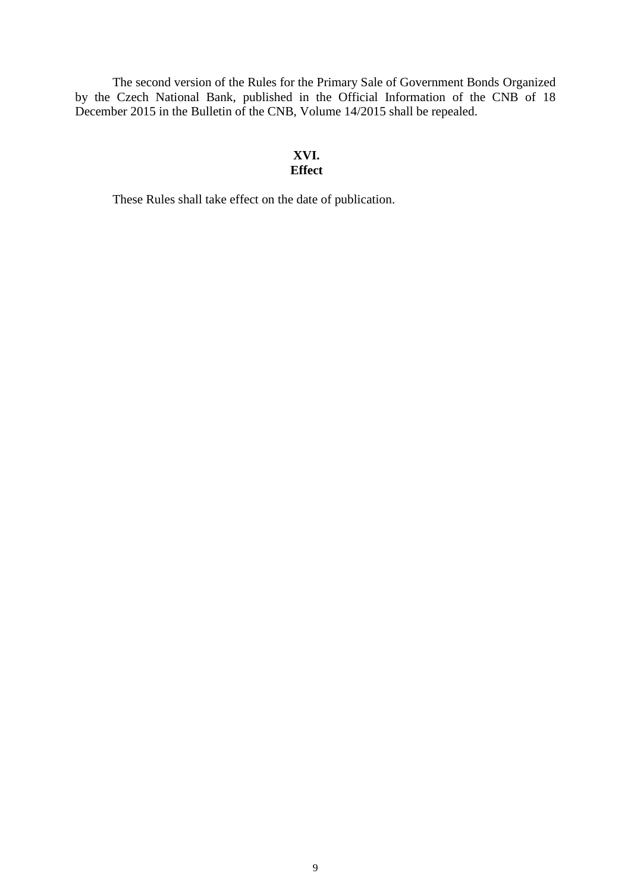The second version of the Rules for the Primary Sale of Government Bonds Organized by the Czech National Bank, published in the Official Information of the CNB of 18 December 2015 in the Bulletin of the CNB, Volume 14/2015 shall be repealed.

## XVI.
## Effect

These Rules shall take effect on the date of publication.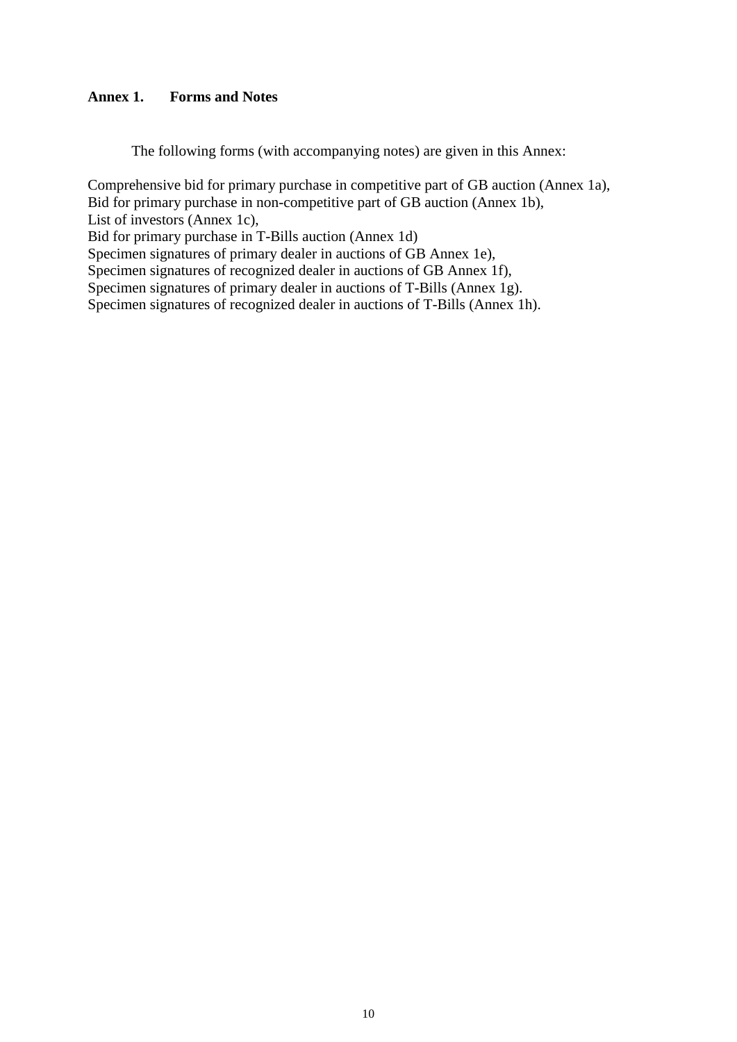## Annex 1. Forms and Notes

The following forms (with accompanying notes) are given in this Annex:

Comprehensive bid for primary purchase in competitive part of GB auction (Annex 1a),
Bid for primary purchase in non-competitive part of GB auction (Annex 1b),
List of investors (Annex 1c),
Bid for primary purchase in T-Bills auction (Annex 1d)
Specimen signatures of primary dealer in auctions of GB Annex 1e),
Specimen signatures of recognized dealer in auctions of GB Annex 1f),
Specimen signatures of primary dealer in auctions of T-Bills (Annex 1g).
Specimen signatures of recognized dealer in auctions of T-Bills (Annex 1h).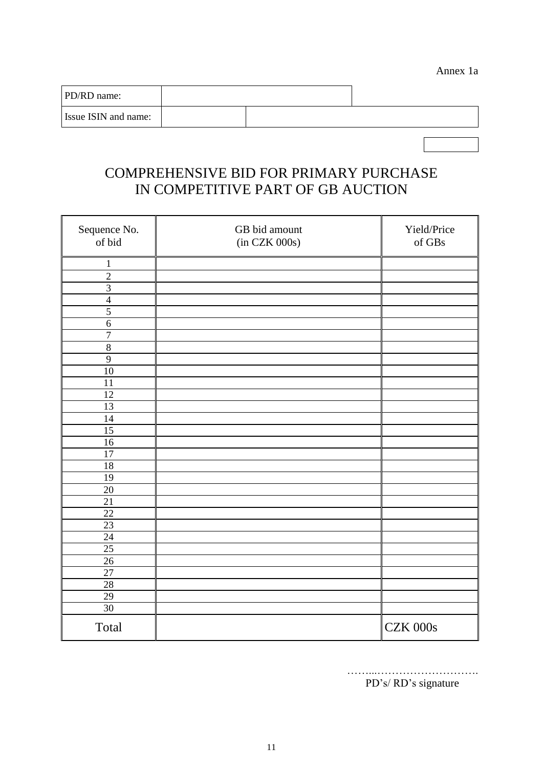Annex 1a

| | | |
|---|---|---|
| PD/RD name: | | |
| Issue ISIN and name: | | |

# COMPREHENSIVE BID FOR PRIMARY PURCHASE IN COMPETITIVE PART OF GB AUCTION

| Sequence No. of bid | GB bid amount (in CZK 000s) | Yield/Price of GBs |
|---|---|---|
| 1 | | |
| 2 | | |
| 3 | | |
| 4 | | |
| 5 | | |
| 6 | | |
| 7 | | |
| 8 | | |
| 9 | | |
| 10 | | |
| 11 | | |
| 12 | | |
| 13 | | |
| 14 | | |
| 15 | | |
| 16 | | |
| 17 | | |
| 18 | | |
| 19 | | |
| 20 | | |
| 21 | | |
| 22 | | |
| 23 | | |
| 24 | | |
| 25 | | |
| 26 | | |
| 27 | | |
| 28 | | |
| 29 | | |
| 30 | | |
| Total | | CZK 000s |

……...……………………….
PD's/ RD's signature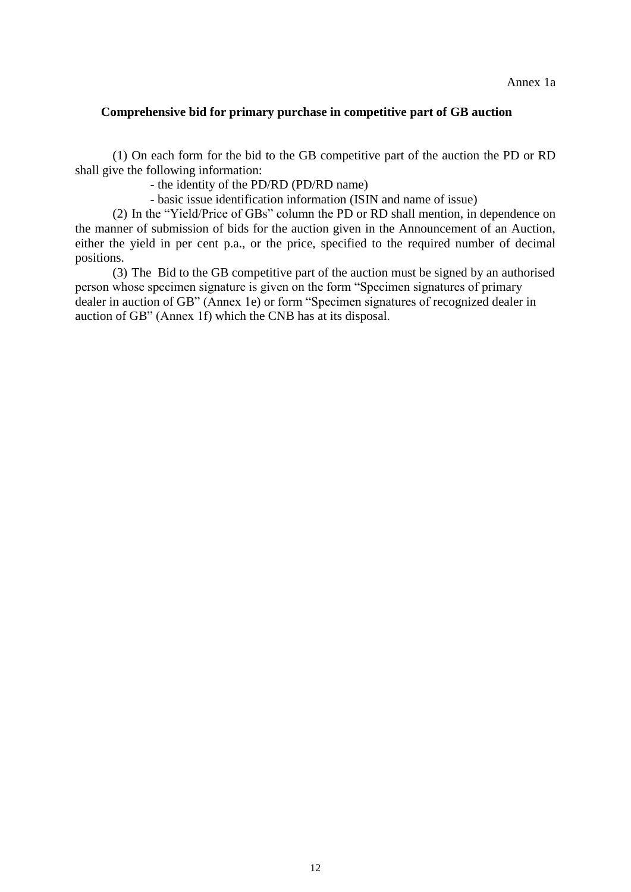Annex 1a

**Comprehensive bid for primary purchase in competitive part of GB auction**

(1) On each form for the bid to the GB competitive part of the auction the PD or RD shall give the following information:

- the identity of the PD/RD (PD/RD name)
- basic issue identification information (ISIN and name of issue)

(2) In the "Yield/Price of GBs" column the PD or RD shall mention, in dependence on the manner of submission of bids for the auction given in the Announcement of an Auction, either the yield in per cent p.a., or the price, specified to the required number of decimal positions.

(3) The Bid to the GB competitive part of the auction must be signed by an authorised person whose specimen signature is given on the form "Specimen signatures of primary dealer in auction of GB" (Annex 1e) or form "Specimen signatures of recognized dealer in auction of GB" (Annex 1f) which the CNB has at its disposal.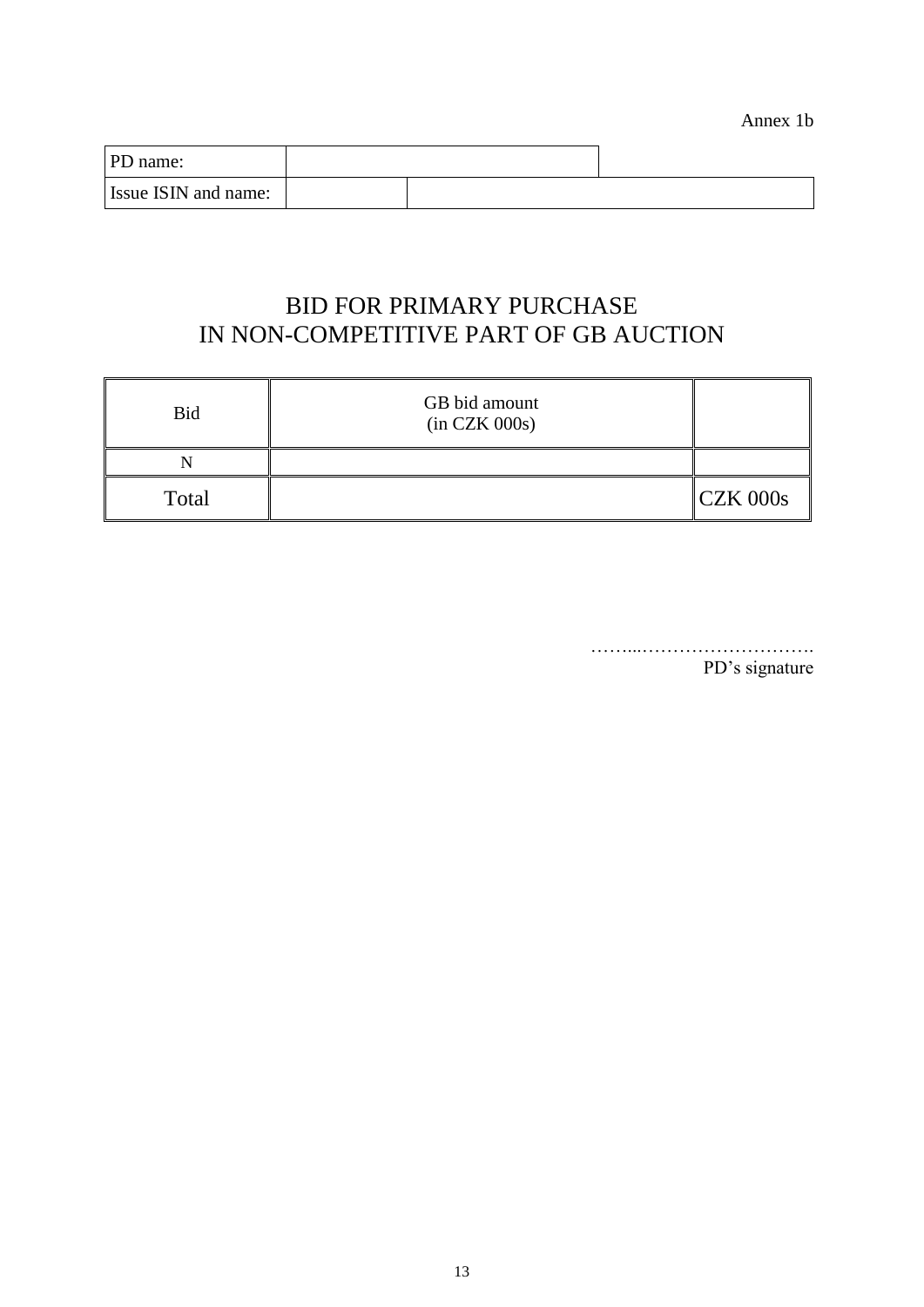Annex 1b

| | | |
|---|---|---|
| PD name: | | |
| Issue ISIN and name: | | |

# BID FOR PRIMARY PURCHASE IN NON-COMPETITIVE PART OF GB AUCTION

| Bid | GB bid amount (in CZK 000s) | |
|---|---|---|
| N | | |
| Total | | CZK 000s |

……...……………………….
PD's signature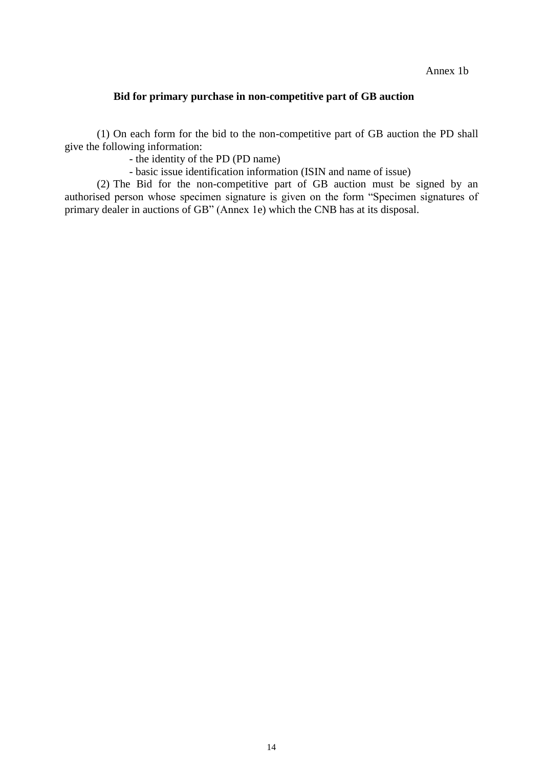Annex 1b

**Bid for primary purchase in non-competitive part of GB auction**

(1) On each form for the bid to the non-competitive part of GB auction the PD shall give the following information:

- the identity of the PD (PD name)
- basic issue identification information (ISIN and name of issue)

(2) The Bid for the non-competitive part of GB auction must be signed by an authorised person whose specimen signature is given on the form "Specimen signatures of primary dealer in auctions of GB" (Annex 1e) which the CNB has at its disposal.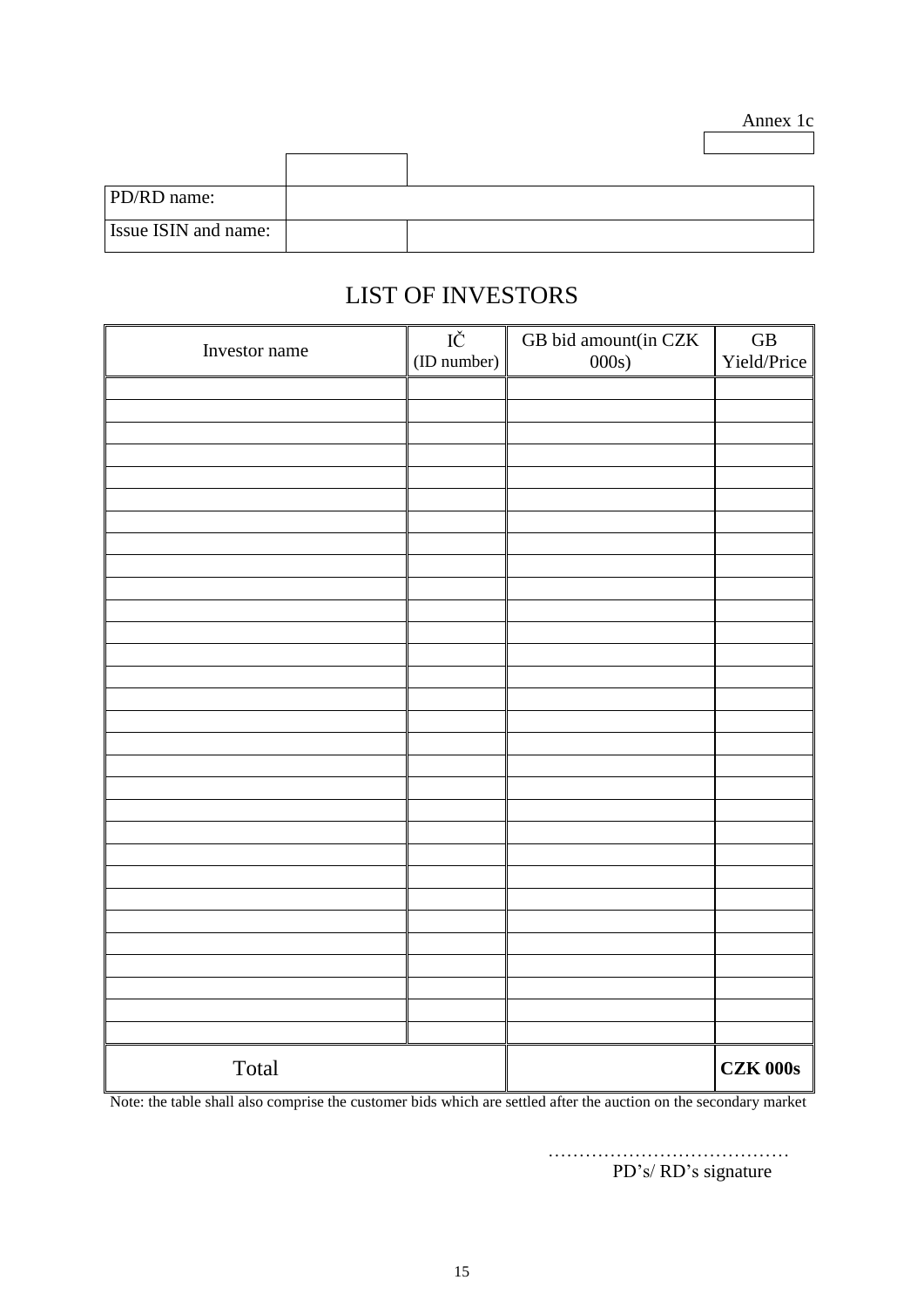Annex 1c

| | | |
|---|---|---|
| | | |
| PD/RD name: | | |
| Issue ISIN and name: | | |

## LIST OF INVESTORS

| Investor name | IČ (ID number) | GB bid amount(in CZK 000s) | GB Yield/Price |
|---|---|---|---|
| | | | |
| | | | |
| | | | |
| | | | |
| | | | |
| | | | |
| | | | |
| | | | |
| | | | |
| | | | |
| | | | |
| | | | |
| | | | |
| | | | |
| | | | |
| | | | |
| | | | |
| | | | |
| | | | |
| | | | |
| | | | |
| | | | |
| | | | |
| | | | |
| | | | |
| | | | |
| | | | |
| | | | |
| | | | |
| | | | |
| Total | | | **CZK 000s** |

Note: the table shall also comprise the customer bids which are settled after the auction on the secondary market

…………………………………
PD's/ RD's signature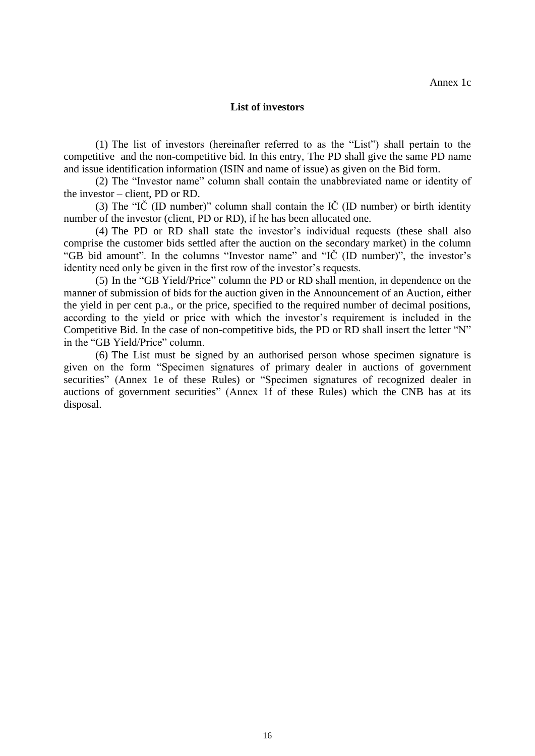Annex 1c

## List of investors

(1) The list of investors (hereinafter referred to as the "List") shall pertain to the competitive and the non-competitive bid. In this entry, The PD shall give the same PD name and issue identification information (ISIN and name of issue) as given on the Bid form.

(2) The "Investor name" column shall contain the unabbreviated name or identity of the investor – client, PD or RD.

(3) The "IČ (ID number)" column shall contain the IČ (ID number) or birth identity number of the investor (client, PD or RD), if he has been allocated one.

(4) The PD or RD shall state the investor's individual requests (these shall also comprise the customer bids settled after the auction on the secondary market) in the column "GB bid amount". In the columns "Investor name" and "IČ (ID number)", the investor's identity need only be given in the first row of the investor's requests.

(5) In the "GB Yield/Price" column the PD or RD shall mention, in dependence on the manner of submission of bids for the auction given in the Announcement of an Auction, either the yield in per cent p.a., or the price, specified to the required number of decimal positions, according to the yield or price with which the investor's requirement is included in the Competitive Bid. In the case of non-competitive bids, the PD or RD shall insert the letter "N" in the "GB Yield/Price" column.

(6) The List must be signed by an authorised person whose specimen signature is given on the form "Specimen signatures of primary dealer in auctions of government securities" (Annex 1e of these Rules) or "Specimen signatures of recognized dealer in auctions of government securities" (Annex 1f of these Rules) which the CNB has at its disposal.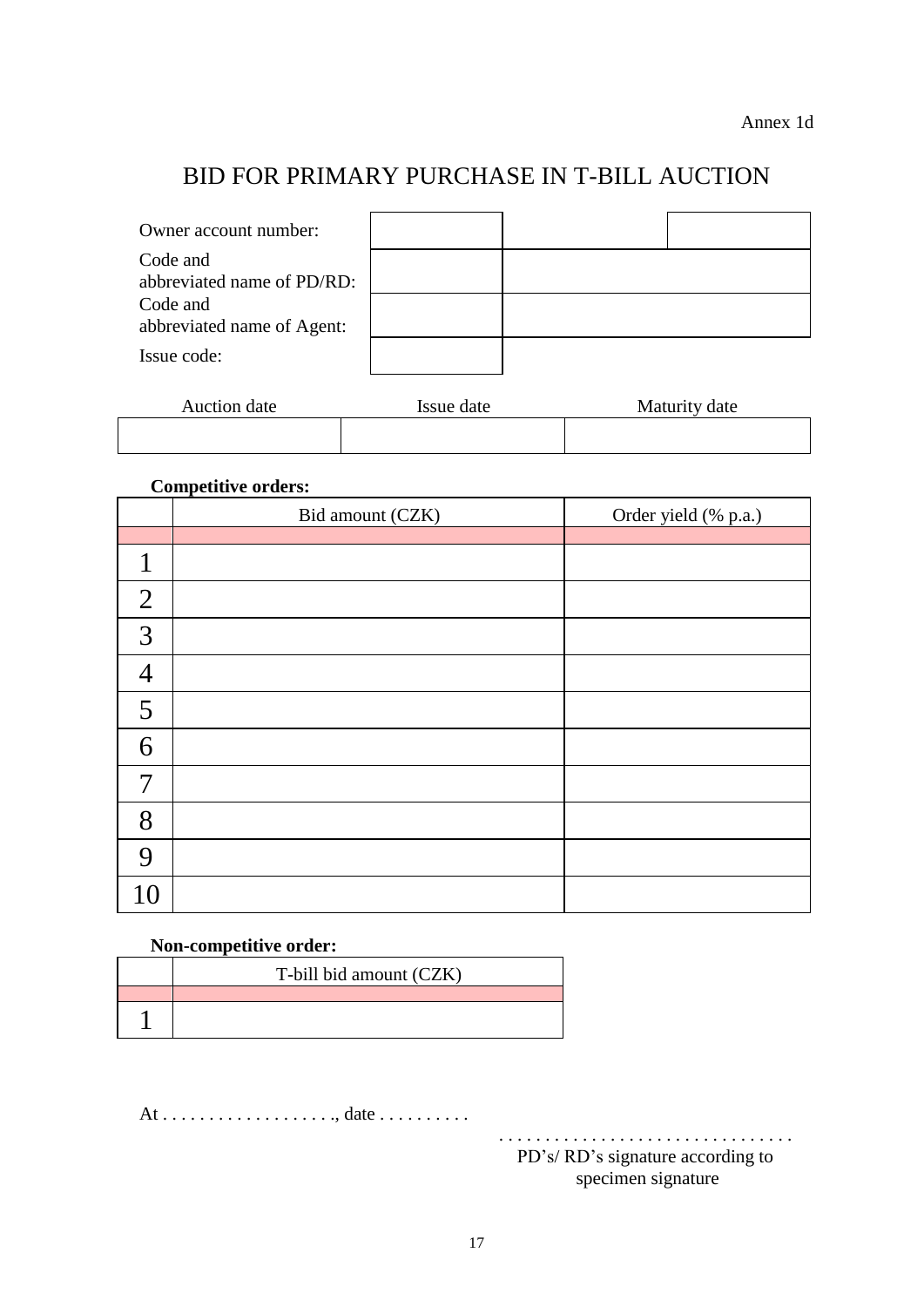Annex 1d

# BID FOR PRIMARY PURCHASE IN T-BILL AUCTION

| | | | |
|---|---|---|---|
| Owner account number: | | | |
| Code and abbreviated name of PD/RD: | | | |
| Code and abbreviated name of Agent: | | | |
| Issue code: | | | |

| Auction date | Issue date | Maturity date |
|---|---|---|
| | | |

**Competitive orders:**

| | Bid amount (CZK) | Order yield (% p.a.) |
|---|---|---|
| | | |
| 1 | | |
| 2 | | |
| 3 | | |
| 4 | | |
| 5 | | |
| 6 | | |
| 7 | | |
| 8 | | |
| 9 | | |
| 10 | | |

**Non-competitive order:**

| | T-bill bid amount (CZK) |
|---|---|
| | |
| 1 | |

At . . . . . . . . . . . . . . . . . . ., date . . . . . . . . . .

. . . . . . . . . . . . . . . . . . . . . . . . . . . . . . . .
PD's/ RD's signature according to specimen signature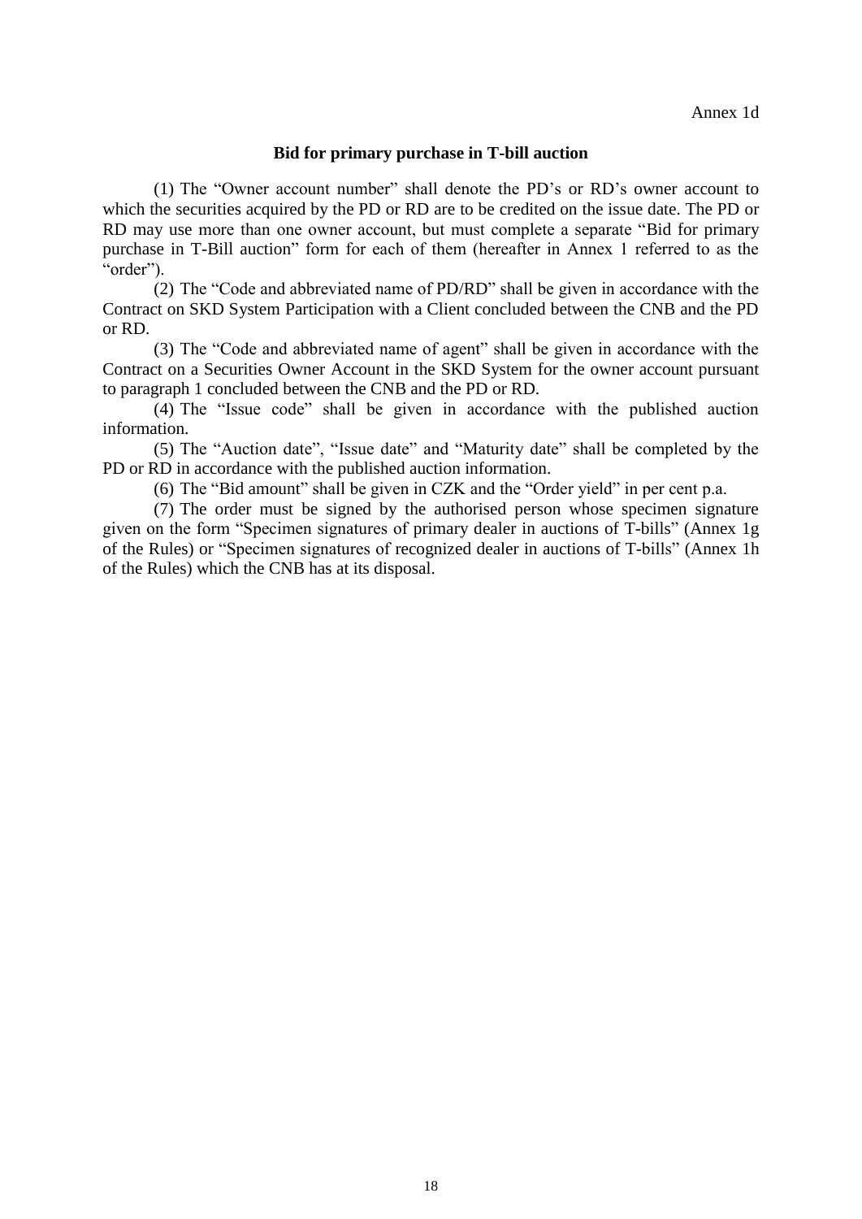Annex 1d

## Bid for primary purchase in T-bill auction

(1) The "Owner account number" shall denote the PD's or RD's owner account to which the securities acquired by the PD or RD are to be credited on the issue date. The PD or RD may use more than one owner account, but must complete a separate "Bid for primary purchase in T-Bill auction" form for each of them (hereafter in Annex 1 referred to as the "order").

(2) The "Code and abbreviated name of PD/RD" shall be given in accordance with the Contract on SKD System Participation with a Client concluded between the CNB and the PD or RD.

(3) The "Code and abbreviated name of agent" shall be given in accordance with the Contract on a Securities Owner Account in the SKD System for the owner account pursuant to paragraph 1 concluded between the CNB and the PD or RD.

(4) The "Issue code" shall be given in accordance with the published auction information.

(5) The "Auction date", "Issue date" and "Maturity date" shall be completed by the PD or RD in accordance with the published auction information.

(6) The "Bid amount" shall be given in CZK and the "Order yield" in per cent p.a.

(7) The order must be signed by the authorised person whose specimen signature given on the form "Specimen signatures of primary dealer in auctions of T-bills" (Annex 1g of the Rules) or "Specimen signatures of recognized dealer in auctions of T-bills" (Annex 1h of the Rules) which the CNB has at its disposal.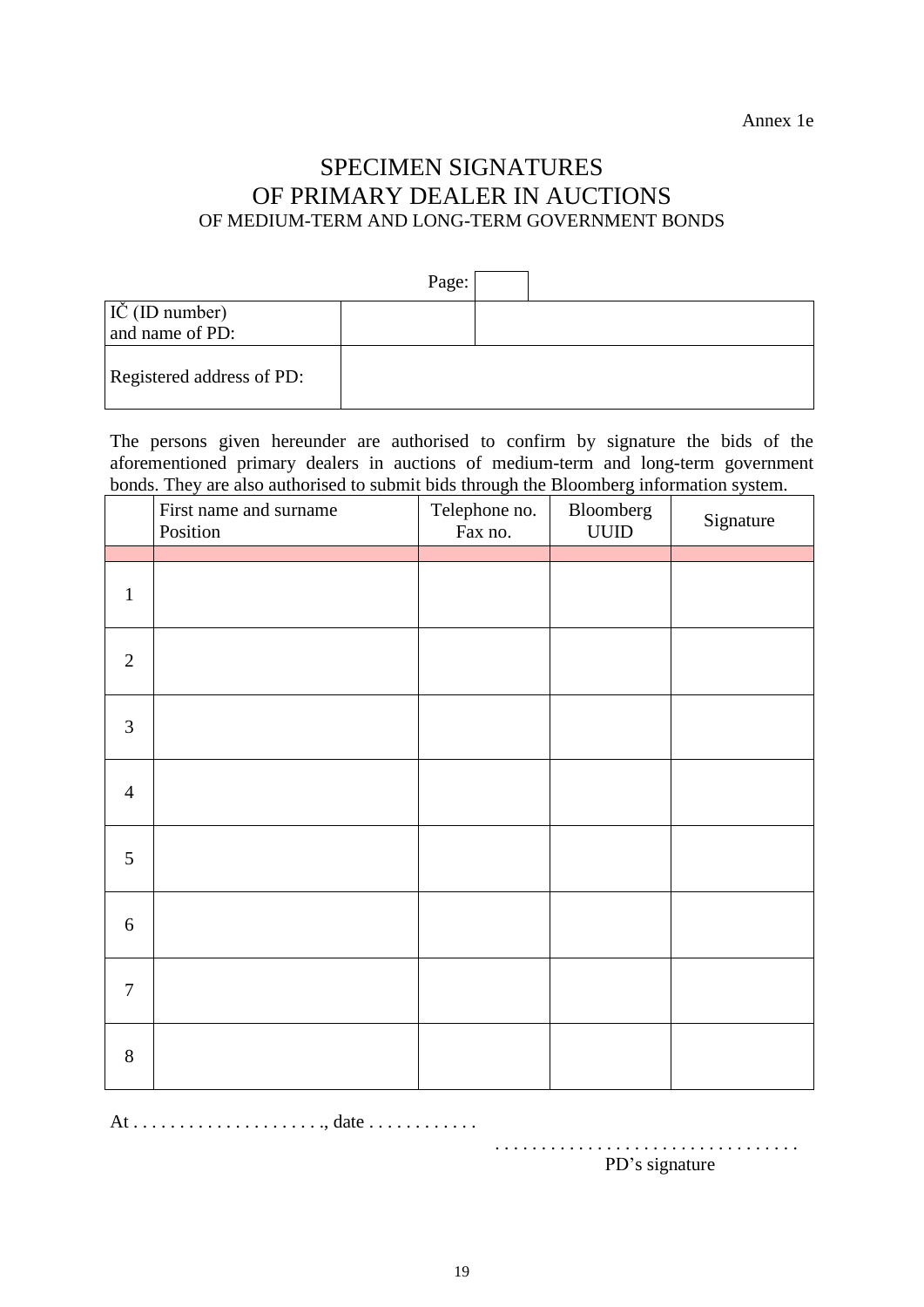Annex 1e

# SPECIMEN SIGNATURES
# OF PRIMARY DEALER IN AUCTIONS
## OF MEDIUM-TERM AND LONG-TERM GOVERNMENT BONDS

Page:

| | | |
|---|---|---|
| IČ (ID number) and name of PD: | | |
| Registered address of PD: | | |

The persons given hereunder are authorised to confirm by signature the bids of the aforementioned primary dealers in auctions of medium-term and long-term government bonds. They are also authorised to submit bids through the Bloomberg information system.

| | First name and surname<br>Position | Telephone no.<br>Fax no. | Bloomberg UUID | Signature |
|---|---|---|---|---|
| | | | | |
| 1 | | | | |
| 2 | | | | |
| 3 | | | | |
| 4 | | | | |
| 5 | | | | |
| 6 | | | | |
| 7 | | | | |
| 8 | | | | |

At . . . . . . . . . . . . . . . . . . . ., date . . . . . . . . . . . .

. . . . . . . . . . . . . . . . . . . . . . . . . . . . . . . .
PD's signature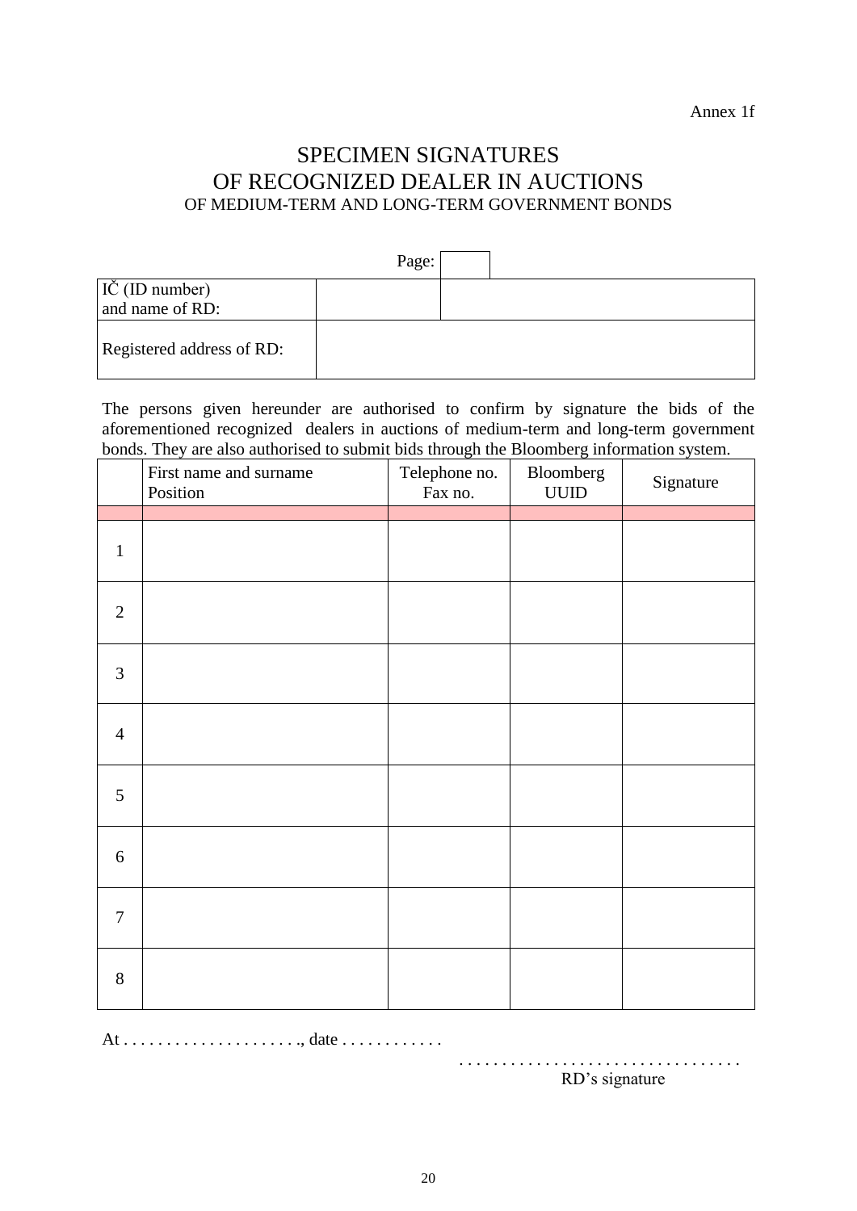Annex 1f

# SPECIMEN SIGNATURES
# OF RECOGNIZED DEALER IN AUCTIONS
## OF MEDIUM-TERM AND LONG-TERM GOVERNMENT BONDS

Page: 

| | | |
|---|---|---|
| IČ (ID number) and name of RD: | | |
| Registered address of RD: | | |

The persons given hereunder are authorised to confirm by signature the bids of the aforementioned recognized dealers in auctions of medium-term and long-term government bonds. They are also authorised to submit bids through the Bloomberg information system.

| | First name and surname<br>Position | Telephone no.<br>Fax no. | Bloomberg UUID | Signature |
|---|---|---|---|---|
| | | | | |
| 1 | | | | |
| 2 | | | | |
| 3 | | | | |
| 4 | | | | |
| 5 | | | | |
| 6 | | | | |
| 7 | | | | |
| 8 | | | | |

At . . . . . . . . . . . . . . . . . . . . ., date . . . . . . . . . . . .

. . . . . . . . . . . . . . . . . . . . . . . . . . . . . . . . .
RD’s signature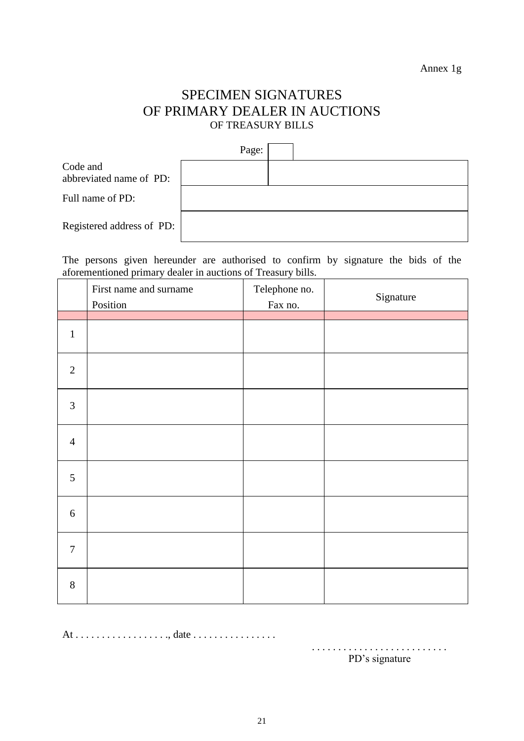Annex 1g

# SPECIMEN SIGNATURES OF PRIMARY DEALER IN AUCTIONS

OF TREASURY BILLS

| | | |
|---|---|---|
| | Page: | |
| Code and abbreviated name of PD: | | |
| Full name of PD: | | |
| Registered address of PD: | | |

The persons given hereunder are authorised to confirm by signature the bids of the aforementioned primary dealer in auctions of Treasury bills.

| | First name and surname<br>Position | Telephone no.<br>Fax no. | Signature |
|---|---|---|---|
| | | | |
| 1 | | | |
| 2 | | | |
| 3 | | | |
| 4 | | | |
| 5 | | | |
| 6 | | | |
| 7 | | | |
| 8 | | | |

At . . . . . . . . . . . . . . . . . ., date . . . . . . . . . . . . . . . .

. . . . . . . . . . . . . . . . . . . . . . . . . .
PD's signature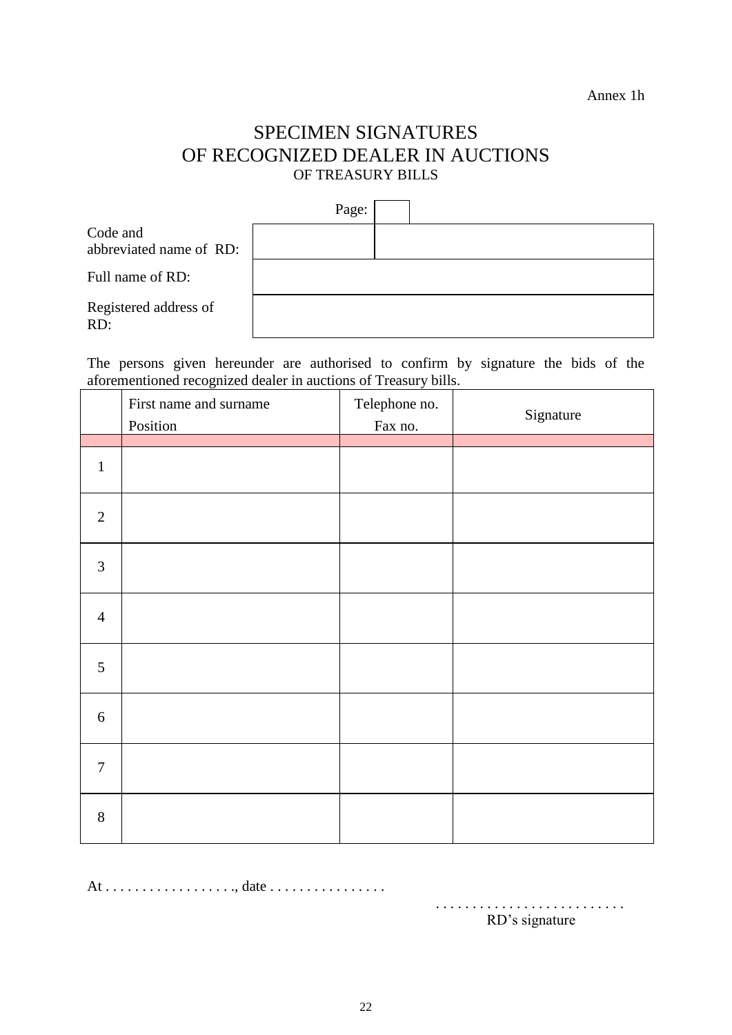Annex 1h

# SPECIMEN SIGNATURES
# OF RECOGNIZED DEALER IN AUCTIONS
## OF TREASURY BILLS

| | Page: | |
|---|---|---|
| Code and abbreviated name of RD: | | |
| Full name of RD: | | |
| Registered address of RD: | | |

The persons given hereunder are authorised to confirm by signature the bids of the aforementioned recognized dealer in auctions of Treasury bills.

| | First name and surname<br>Position | Telephone no.<br>Fax no. | Signature |
|---|---|---|---|
| 1 | | | |
| 2 | | | |
| 3 | | | |
| 4 | | | |
| 5 | | | |
| 6 | | | |
| 7 | | | |
| 8 | | | |

At . . . . . . . . . . . . . . . . . ., date . . . . . . . . . . . . . . . .

. . . . . . . . . . . . . . . . . . . . . . . . .
RD's signature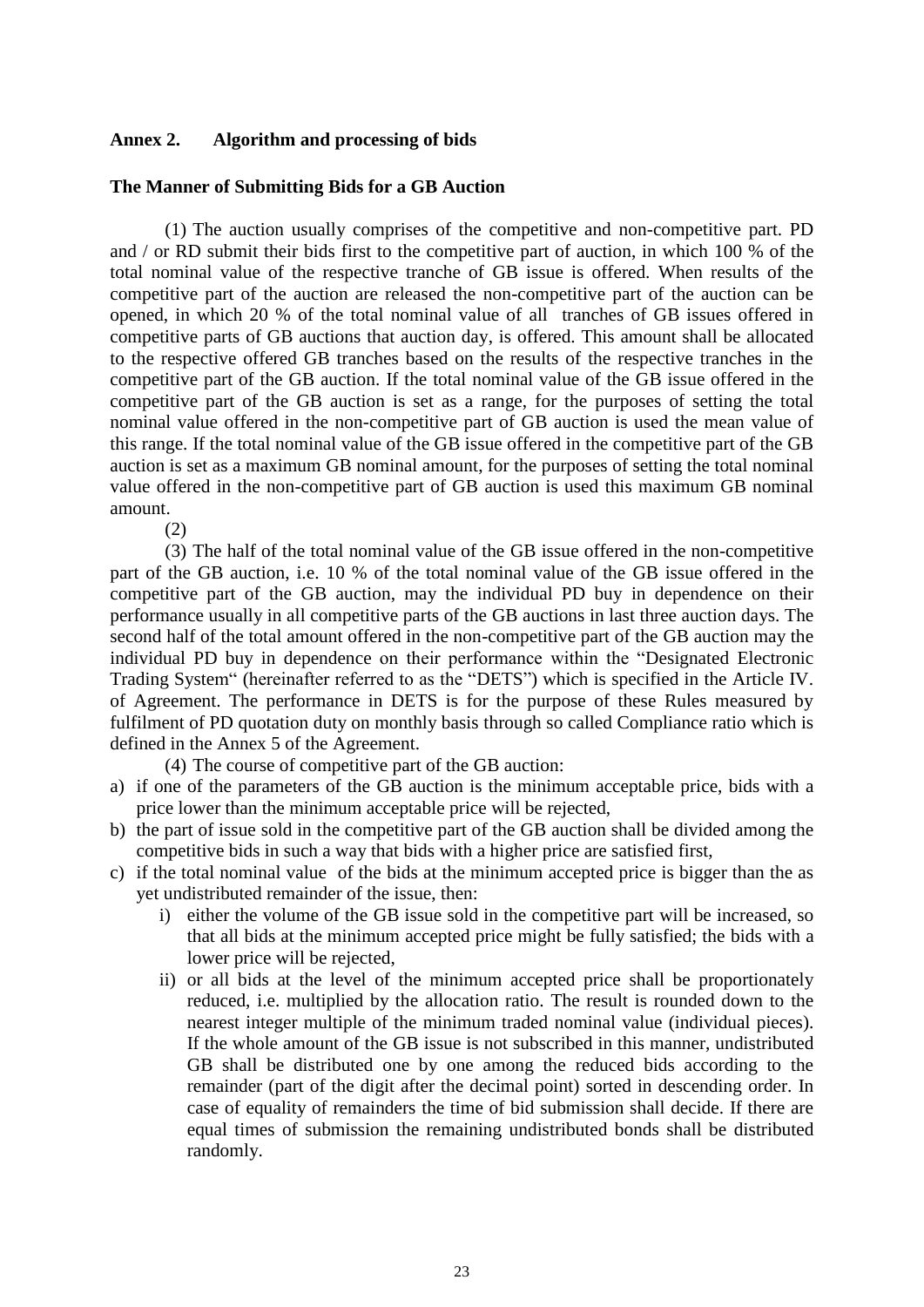## Annex 2. Algorithm and processing of bids

### The Manner of Submitting Bids for a GB Auction

(1) The auction usually comprises of the competitive and non-competitive part. PD and / or RD submit their bids first to the competitive part of auction, in which 100 % of the total nominal value of the respective tranche of GB issue is offered. When results of the competitive part of the auction are released the non-competitive part of the auction can be opened, in which 20 % of the total nominal value of all tranches of GB issues offered in competitive parts of GB auctions that auction day, is offered. This amount shall be allocated to the respective offered GB tranches based on the results of the respective tranches in the competitive part of the GB auction. If the total nominal value of the GB issue offered in the competitive part of the GB auction is set as a range, for the purposes of setting the total nominal value offered in the non-competitive part of GB auction is used the mean value of this range. If the total nominal value of the GB issue offered in the competitive part of the GB auction is set as a maximum GB nominal amount, for the purposes of setting the total nominal value offered in the non-competitive part of GB auction is used this maximum GB nominal amount.

(2)

(3) The half of the total nominal value of the GB issue offered in the non-competitive part of the GB auction, i.e. 10 % of the total nominal value of the GB issue offered in the competitive part of the GB auction, may the individual PD buy in dependence on their performance usually in all competitive parts of the GB auctions in last three auction days. The second half of the total amount offered in the non-competitive part of the GB auction may the individual PD buy in dependence on their performance within the "Designated Electronic Trading System" (hereinafter referred to as the "DETS") which is specified in the Article IV. of Agreement. The performance in DETS is for the purpose of these Rules measured by fulfilment of PD quotation duty on monthly basis through so called Compliance ratio which is defined in the Annex 5 of the Agreement.

(4) The course of competitive part of the GB auction:

a) if one of the parameters of the GB auction is the minimum acceptable price, bids with a price lower than the minimum acceptable price will be rejected,
b) the part of issue sold in the competitive part of the GB auction shall be divided among the competitive bids in such a way that bids with a higher price are satisfied first,
c) if the total nominal value of the bids at the minimum accepted price is bigger than the as yet undistributed remainder of the issue, then:
   i) either the volume of the GB issue sold in the competitive part will be increased, so that all bids at the minimum accepted price might be fully satisfied; the bids with a lower price will be rejected,
   ii) or all bids at the level of the minimum accepted price shall be proportionately reduced, i.e. multiplied by the allocation ratio. The result is rounded down to the nearest integer multiple of the minimum traded nominal value (individual pieces). If the whole amount of the GB issue is not subscribed in this manner, undistributed GB shall be distributed one by one among the reduced bids according to the remainder (part of the digit after the decimal point) sorted in descending order. In case of equality of remainders the time of bid submission shall decide. If there are equal times of submission the remaining undistributed bonds shall be distributed randomly.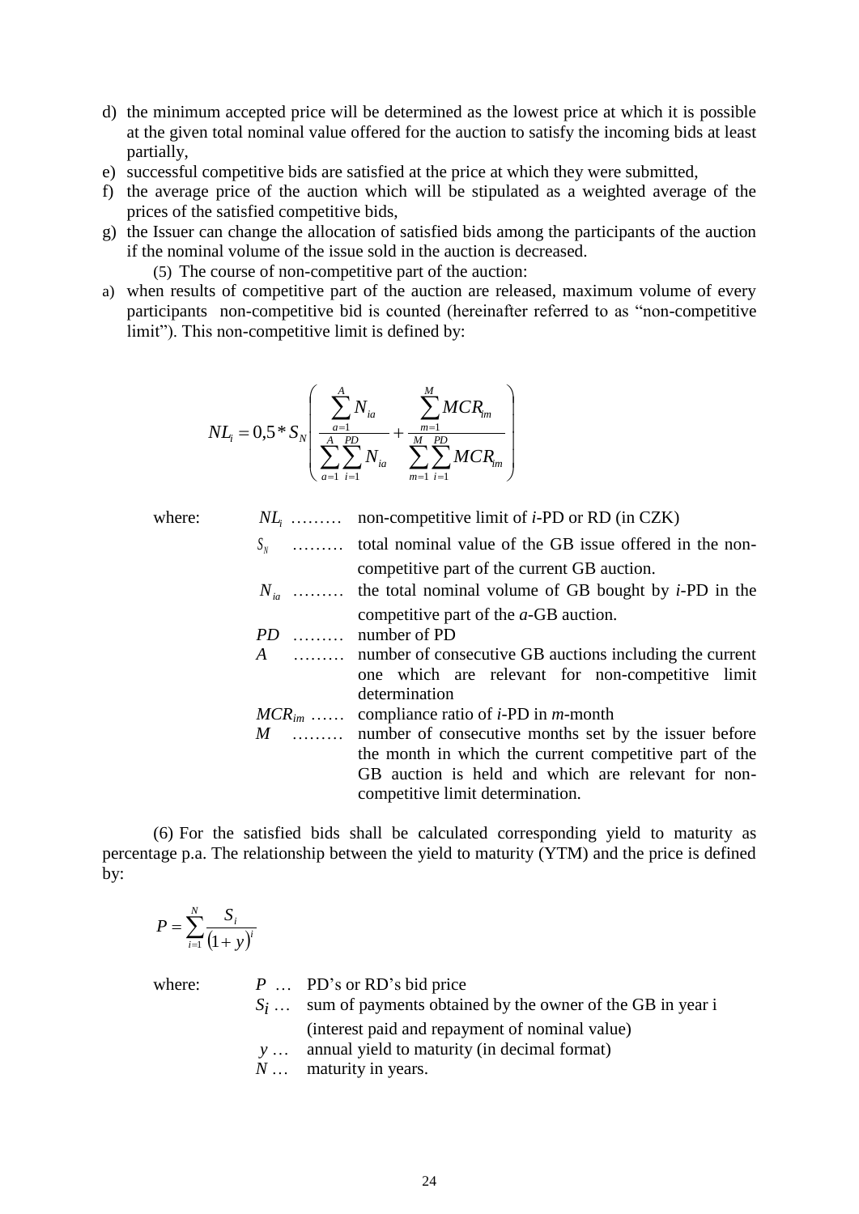d) the minimum accepted price will be determined as the lowest price at which it is possible at the given total nominal value offered for the auction to satisfy the incoming bids at least partially,
e) successful competitive bids are satisfied at the price at which they were submitted,
f) the average price of the auction which will be stipulated as a weighted average of the prices of the satisfied competitive bids,
g) the Issuer can change the allocation of satisfied bids among the participants of the auction if the nominal volume of the issue sold in the auction is decreased.

(5) The course of non-competitive part of the auction:

a) when results of competitive part of the auction are released, maximum volume of every participants non-competitive bid is counted (hereinafter referred to as "non-competitive limit"). This non-competitive limit is defined by:

$$NL_i = 0{,}5 * S_N \left( \frac{\sum_{a=1}^{A} N_{ia}}{\sum_{a=1}^{A} \sum_{i=1}^{PD} N_{ia}} + \frac{\sum_{m=1}^{M} MCR_{im}}{\sum_{m=1}^{M} \sum_{i=1}^{PD} MCR_{im}} \right)$$

where:

- $NL_i$ ……… non-competitive limit of *i*-PD or RD (in CZK)
- $S_N$ ……… total nominal value of the GB issue offered in the non-competitive part of the current GB auction.
- $N_{ia}$ ……… the total nominal volume of GB bought by *i*-PD in the competitive part of the *a*-GB auction.
- $PD$ ……… number of PD
- $A$ ……… number of consecutive GB auctions including the current one which are relevant for non-competitive limit determination
- $MCR_{im}$ …… compliance ratio of *i*-PD in *m*-month
- $M$ ……… number of consecutive months set by the issuer before the month in which the current competitive part of the GB auction is held and which are relevant for non-competitive limit determination.

(6) For the satisfied bids shall be calculated corresponding yield to maturity as percentage p.a. The relationship between the yield to maturity (YTM) and the price is defined by:

$$P = \sum_{i=1}^{N} \frac{S_i}{(1+y)^i}$$

where:

- $P$ … PD's or RD's bid price
- $S_i$ … sum of payments obtained by the owner of the GB in year i (interest paid and repayment of nominal value)
- $y$ … annual yield to maturity (in decimal format)
- $N$ … maturity in years.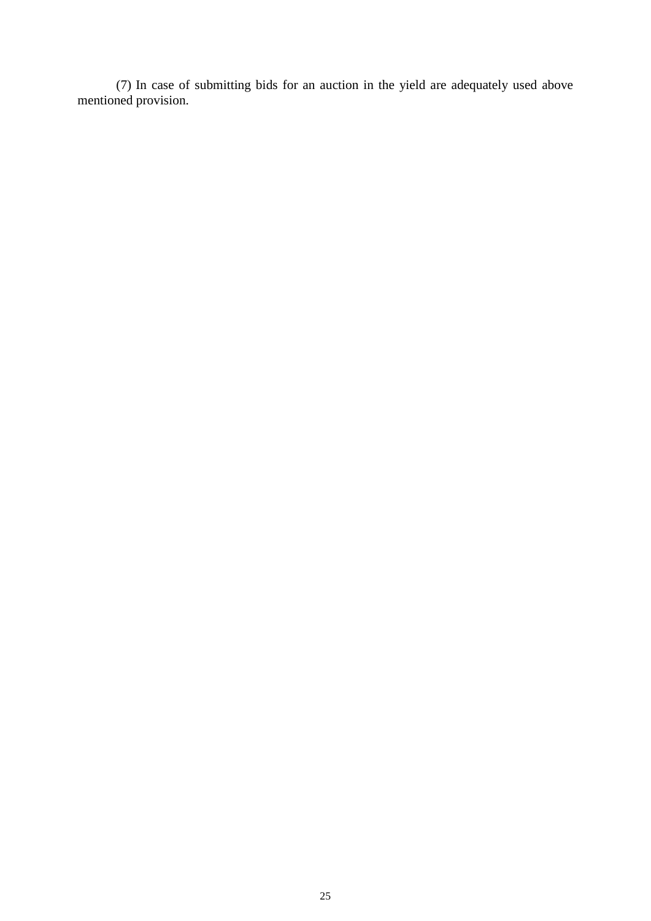(7) In case of submitting bids for an auction in the yield are adequately used above mentioned provision.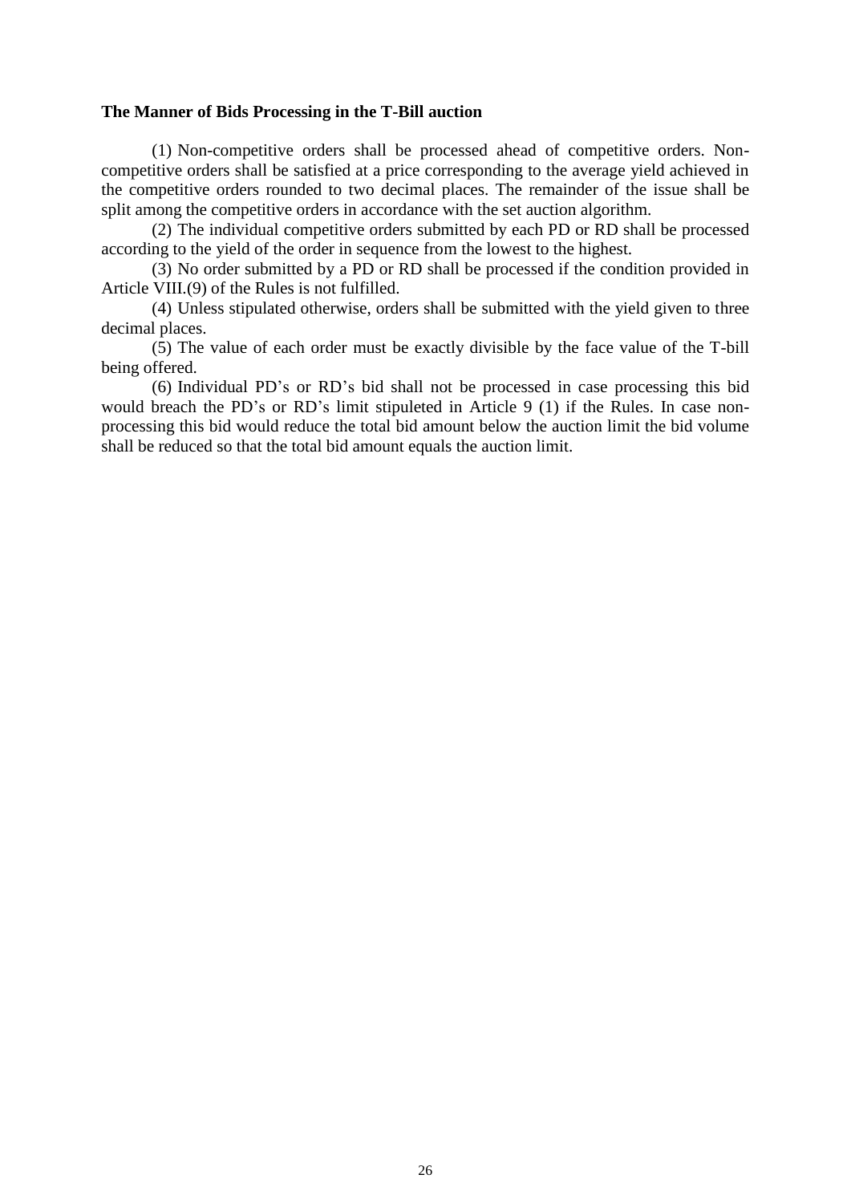**The Manner of Bids Processing in the T-Bill auction**

(1) Non-competitive orders shall be processed ahead of competitive orders. Non-competitive orders shall be satisfied at a price corresponding to the average yield achieved in the competitive orders rounded to two decimal places. The remainder of the issue shall be split among the competitive orders in accordance with the set auction algorithm.

(2) The individual competitive orders submitted by each PD or RD shall be processed according to the yield of the order in sequence from the lowest to the highest.

(3) No order submitted by a PD or RD shall be processed if the condition provided in Article VIII.(9) of the Rules is not fulfilled.

(4) Unless stipulated otherwise, orders shall be submitted with the yield given to three decimal places.

(5) The value of each order must be exactly divisible by the face value of the T-bill being offered.

(6) Individual PD's or RD's bid shall not be processed in case processing this bid would breach the PD's or RD's limit stipuleted in Article 9 (1) if the Rules. In case non-processing this bid would reduce the total bid amount below the auction limit the bid volume shall be reduced so that the total bid amount equals the auction limit.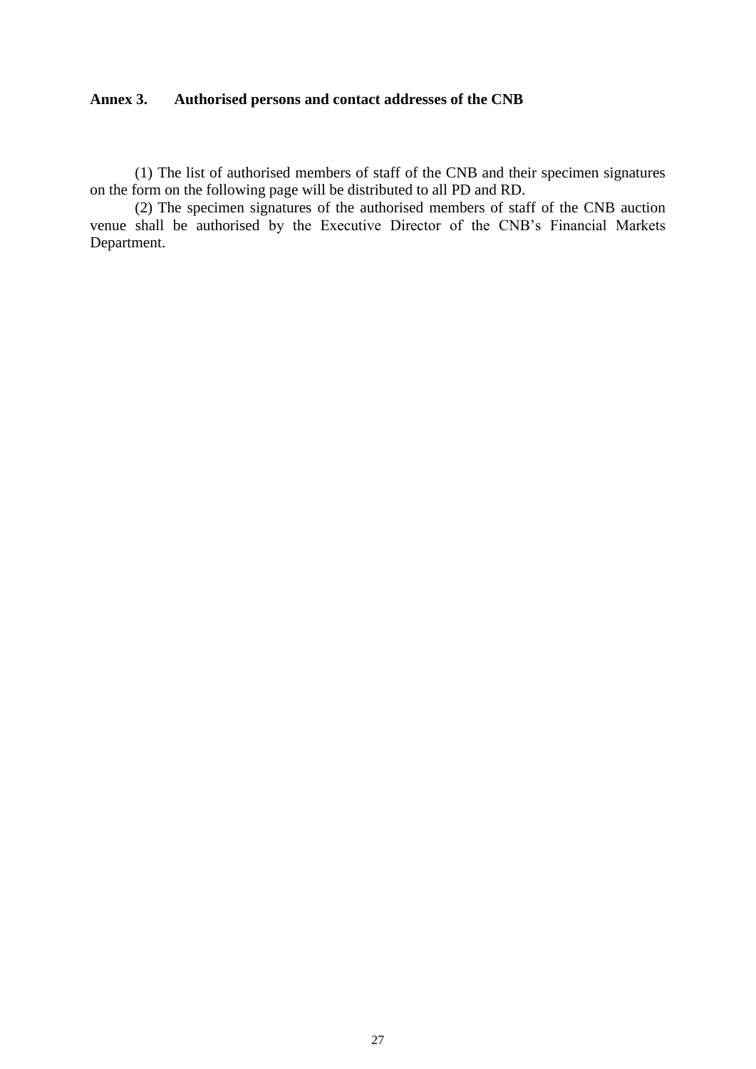## Annex 3. Authorised persons and contact addresses of the CNB

(1) The list of authorised members of staff of the CNB and their specimen signatures on the form on the following page will be distributed to all PD and RD.

(2) The specimen signatures of the authorised members of staff of the CNB auction venue shall be authorised by the Executive Director of the CNB's Financial Markets Department.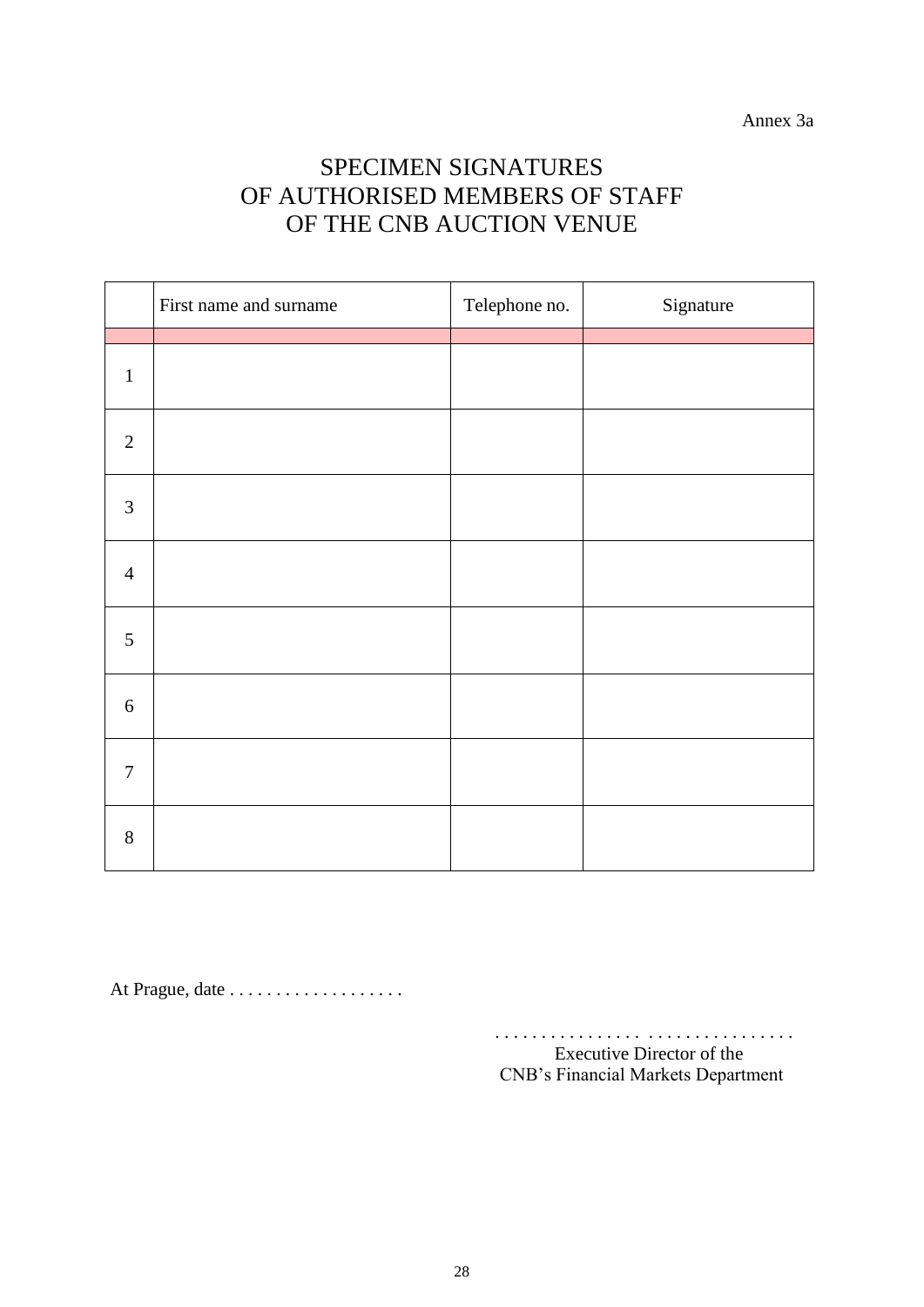Annex 3a

# SPECIMEN SIGNATURES OF AUTHORISED MEMBERS OF STAFF OF THE CNB AUCTION VENUE

| | First name and surname | Telephone no. | Signature |
|---|---|---|---|
| | | | |
| 1 | | | |
| 2 | | | |
| 3 | | | |
| 4 | | | |
| 5 | | | |
| 6 | | | |
| 7 | | | |
| 8 | | | |

At Prague, date . . . . . . . . . . . . . . . . . . .

. . . . . . . . . . . . . . . . . . . . . . . . . . . . . . . . .
Executive Director of the
CNB's Financial Markets Department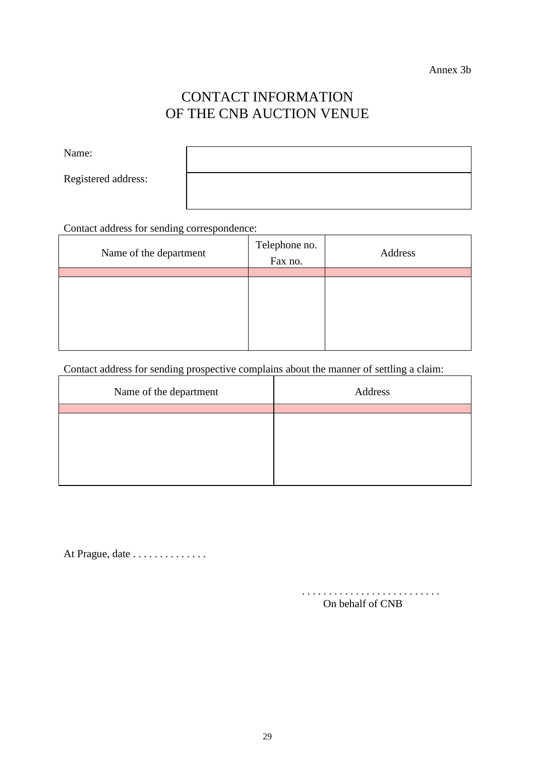Annex 3b

# CONTACT INFORMATION OF THE CNB AUCTION VENUE

| | |
|---|---|
| Name: | |
| Registered address: | |

Contact address for sending correspondence:

| Name of the department | Telephone no.<br>Fax no. | Address |
|---|---|---|
| | | |
| | | |

Contact address for sending prospective complains about the manner of settling a claim:

| Name of the department | Address |
|---|---|
| | |
| | |

At Prague, date . . . . . . . . . . . . . .

. . . . . . . . . . . . . . . . . . . . . . . . . .
On behalf of CNB